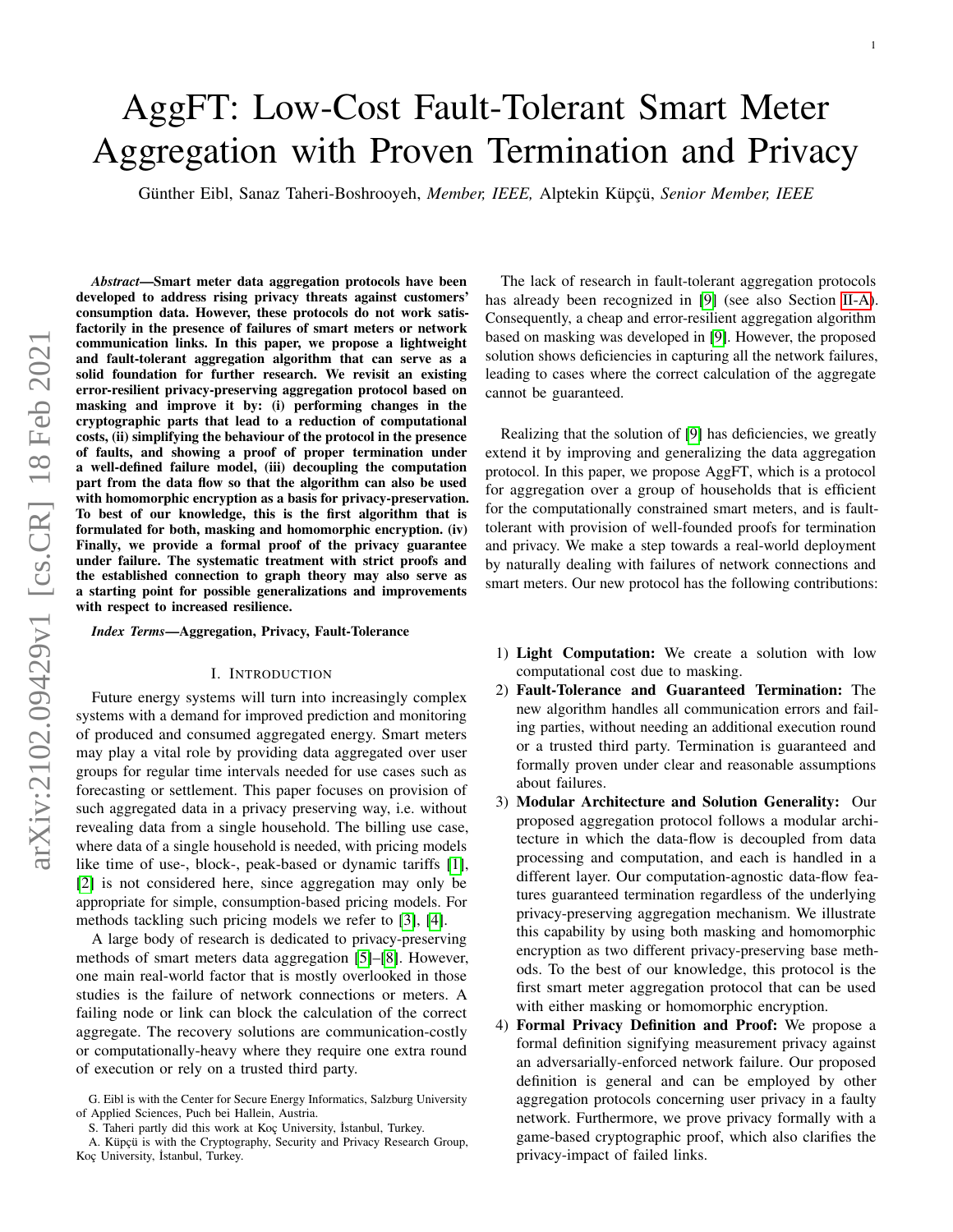# AggFT: Low-Cost Fault-Tolerant Smart Meter Aggregation with Proven Termination and Privacy

Günther Eibl, Sanaz Taheri-Boshrooyeh, *Member, IEEE,* Alptekin Küpçü, *Senior Member, IEEE*

***Abstract*—Smart meter data aggregation protocols have been developed to address rising privacy threats against customers' consumption data. However, these protocols do not work satisfactorily in the presence of failures of smart meters or network communication links. In this paper, we propose a lightweight and fault-tolerant aggregation algorithm that can serve as a solid foundation for further research. We revisit an existing error-resilient privacy-preserving aggregation protocol based on masking and improve it by: (i) performing changes in the cryptographic parts that lead to a reduction of computational costs, (ii) simplifying the behaviour of the protocol in the presence of faults, and showing a proof of proper termination under a well-defined failure model, (iii) decoupling the computation part from the data flow so that the algorithm can also be used with homomorphic encryption as a basis for privacy-preservation. To best of our knowledge, this is the first algorithm that is formulated for both, masking and homomorphic encryption. (iv) Finally, we provide a formal proof of the privacy guarantee under failure. The systematic treatment with strict proofs and the established connection to graph theory may also serve as a starting point for possible generalizations and improvements with respect to increased resilience.**

***Index Terms*—Aggregation, Privacy, Fault-Tolerance**

## I. Introduction

Future energy systems will turn into increasingly complex systems with a demand for improved prediction and monitoring of produced and consumed aggregated energy. Smart meters may play a vital role by providing data aggregated over user groups for regular time intervals needed for use cases such as forecasting or settlement. This paper focuses on provision of such aggregated data in a privacy preserving way, i.e. without revealing data from a single household. The billing use case, where data of a single household is needed, with pricing models like time of use-, block-, peak-based or dynamic tariffs [1], [2] is not considered here, since aggregation may only be appropriate for simple, consumption-based pricing models. For methods tackling such pricing models we refer to [3], [4].

A large body of research is dedicated to privacy-preserving methods of smart meters data aggregation [5]–[8]. However, one main real-world factor that is mostly overlooked in those studies is the failure of network connections or meters. A failing node or link can block the calculation of the correct aggregate. The recovery solutions are communication-costly or computationally-heavy where they require one extra round of execution or rely on a trusted third party.

The lack of research in fault-tolerant aggregation protocols has already been recognized in [9] (see also Section II-A). Consequently, a cheap and error-resilient aggregation algorithm based on masking was developed in [9]. However, the proposed solution shows deficiencies in capturing all the network failures, leading to cases where the correct calculation of the aggregate cannot be guaranteed.

Realizing that the solution of [9] has deficiencies, we greatly extend it by improving and generalizing the data aggregation protocol. In this paper, we propose AggFT, which is a protocol for aggregation over a group of households that is efficient for the computationally constrained smart meters, and is fault-tolerant with provision of well-founded proofs for termination and privacy. We make a step towards a real-world deployment by naturally dealing with failures of network connections and smart meters. Our new protocol has the following contributions:

1) **Light Computation:** We create a solution with low computational cost due to masking.
2) **Fault-Tolerance and Guaranteed Termination:** The new algorithm handles all communication errors and failing parties, without needing an additional execution round or a trusted third party. Termination is guaranteed and formally proven under clear and reasonable assumptions about failures.
3) **Modular Architecture and Solution Generality:** Our proposed aggregation protocol follows a modular architecture in which the data-flow is decoupled from data processing and computation, and each is handled in a different layer. Our computation-agnostic data-flow features guaranteed termination regardless of the underlying privacy-preserving aggregation mechanism. We illustrate this capability by using both masking and homomorphic encryption as two different privacy-preserving base methods. To the best of our knowledge, this protocol is the first smart meter aggregation protocol that can be used with either masking or homomorphic encryption.
4) **Formal Privacy Definition and Proof:** We propose a formal definition signifying measurement privacy against an adversarially-enforced network failure. Our proposed definition is general and can be employed by other aggregation protocols concerning user privacy in a faulty network. Furthermore, we prove privacy formally with a game-based cryptographic proof, which also clarifies the privacy-impact of failed links.

G. Eibl is with the Center for Secure Energy Informatics, Salzburg University of Applied Sciences, Puch bei Hallein, Austria.

S. Taheri partly did this work at Koç University, İstanbul, Turkey.

A. Küpçü is with the Cryptography, Security and Privacy Research Group, Koç University, İstanbul, Turkey.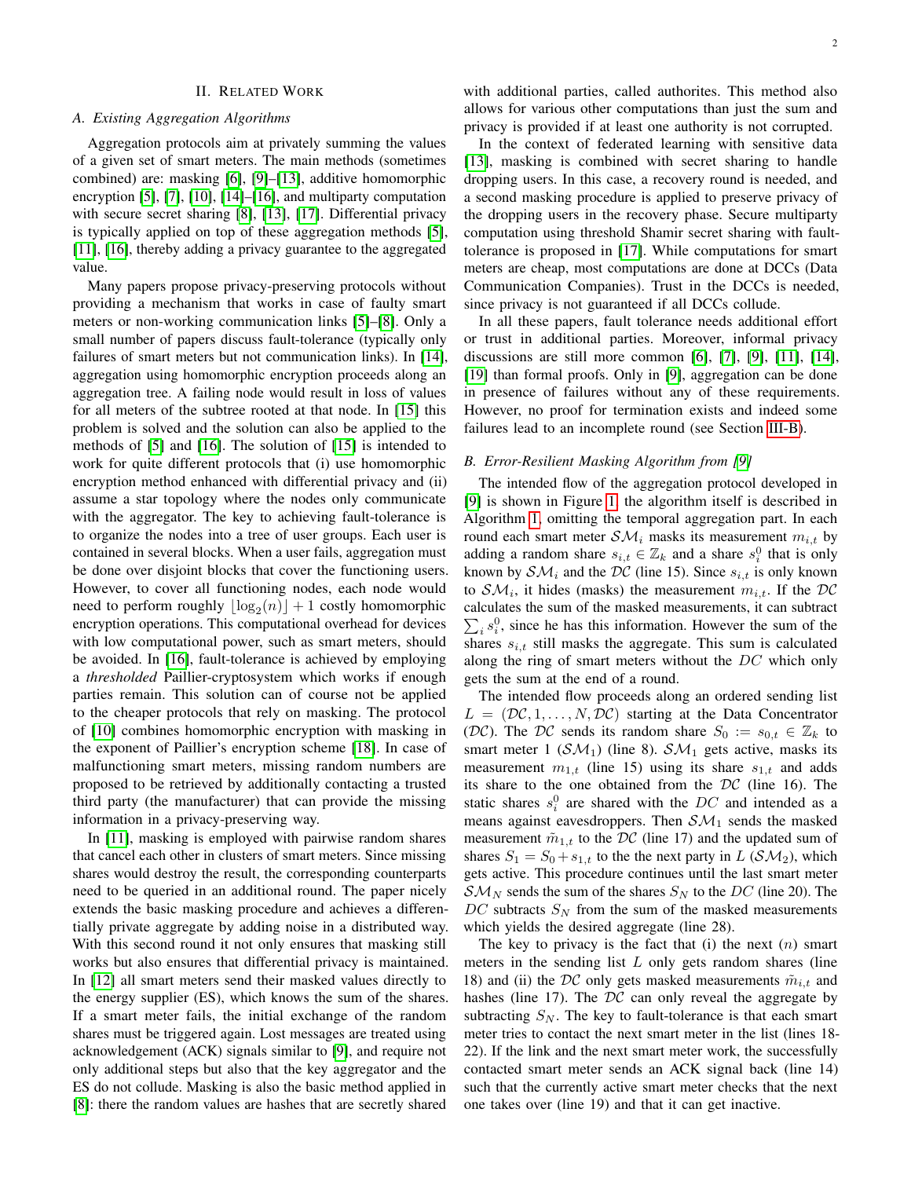## II. Related Work

### A. Existing Aggregation Algorithms

Aggregation protocols aim at privately summing the values of a given set of smart meters. The main methods (sometimes combined) are: masking [6], [9]–[13], additive homomorphic encryption [5], [7], [10], [14]–[16], and multiparty computation with secure secret sharing [8], [13], [17]. Differential privacy is typically applied on top of these aggregation methods [5], [11], [16], thereby adding a privacy guarantee to the aggregated value.

Many papers propose privacy-preserving protocols without providing a mechanism that works in case of faulty smart meters or non-working communication links [5]–[8]. Only a small number of papers discuss fault-tolerance (typically only failures of smart meters but not communication links). In [14], aggregation using homomorphic encryption proceeds along an aggregation tree. A failing node would result in loss of values for all meters of the subtree rooted at that node. In [15] this problem is solved and the solution can also be applied to the methods of [5] and [16]. The solution of [15] is intended to work for quite different protocols that (i) use homomorphic encryption method enhanced with differential privacy and (ii) assume a star topology where the nodes only communicate with the aggregator. The key to achieving fault-tolerance is to organize the nodes into a tree of user groups. Each user is contained in several blocks. When a user fails, aggregation must be done over disjoint blocks that cover the functioning users. However, to cover all functioning nodes, each node would need to perform roughly $\lfloor \log_2(n) \rfloor + 1$ costly homomorphic encryption operations. This computational overhead for devices with low computational power, such as smart meters, should be avoided. In [16], fault-tolerance is achieved by employing a *thresholded* Paillier-cryptosystem which works if enough parties remain. This solution can of course not be applied to the cheaper protocols that rely on masking. The protocol of [10] combines homomorphic encryption with masking in the exponent of Paillier's encryption scheme [18]. In case of malfunctioning smart meters, missing random numbers are proposed to be retrieved by additionally contacting a trusted third party (the manufacturer) that can provide the missing information in a privacy-preserving way.

In [11], masking is employed with pairwise random shares that cancel each other in clusters of smart meters. Since missing shares would destroy the result, the corresponding counterparts need to be queried in an additional round. The paper nicely extends the basic masking procedure and achieves a differentially private aggregate by adding noise in a distributed way. With this second round it not only ensures that masking still works but also ensures that differential privacy is maintained. In [12] all smart meters send their masked values directly to the energy supplier (ES), which knows the sum of the shares. If a smart meter fails, the initial exchange of the random shares must be triggered again. Lost messages are treated using acknowledgement (ACK) signals similar to [9], and require not only additional steps but also that the key aggregator and the ES do not collude. Masking is also the basic method applied in [8]: there the random values are hashes that are secretly shared with additional parties, called authorities. This method also allows for various other computations than just the sum and privacy is provided if at least one authority is not corrupted.

In the context of federated learning with sensitive data [13], masking is combined with secret sharing to handle dropping users. In this case, a recovery round is needed, and a second masking procedure is applied to preserve privacy of the dropping users in the recovery phase. Secure multiparty computation using threshold Shamir secret sharing with fault-tolerance is proposed in [17]. While computations for smart meters are cheap, most computations are done at DCCs (Data Communication Companies). Trust in the DCCs is needed, since privacy is not guaranteed if all DCCs collude.

In all these papers, fault tolerance needs additional effort or trust in additional parties. Moreover, informal privacy discussions are still more common [6], [7], [9], [11], [14], [19] than formal proofs. Only in [9], aggregation can be done in presence of failures without any of these requirements. However, no proof for termination exists and indeed some failures lead to an incomplete round (see Section III-B).

### B. Error-Resilient Masking Algorithm from [9]

The intended flow of the aggregation protocol developed in [9] is shown in Figure 1, the algorithm itself is described in Algorithm 1, omitting the temporal aggregation part. In each round each smart meter $\mathcal{SM}_i$ masks its measurement $m_{i,t}$ by adding a random share $s_{i,t} \in \mathbb{Z}_k$ and a share $s_i^0$ that is only known by $\mathcal{SM}_i$ and the $\mathcal{DC}$ (line 15). Since $s_{i,t}$ is only known to $\mathcal{SM}_i$, it hides (masks) the measurement $m_{i,t}$. If the $\mathcal{DC}$ calculates the sum of the masked measurements, it can subtract $\sum_i s_i^0$, since he has this information. However the sum of the shares $s_{i,t}$ still masks the aggregate. This sum is calculated along the ring of smart meters without the $DC$ which only gets the sum at the end of a round.

The intended flow proceeds along an ordered sending list $L = (\mathcal{DC}, 1, \dots, N, \mathcal{DC})$ starting at the Data Concentrator ($\mathcal{DC}$). The $\mathcal{DC}$ sends its random share $S_0 := s_{0,t} \in \mathbb{Z}_k$ to smart meter 1 ($\mathcal{SM}_1$) (line 8). $\mathcal{SM}_1$ gets active, masks its measurement $m_{1,t}$ (line 15) using its share $s_{1,t}$ and adds its share to the one obtained from the $\mathcal{DC}$ (line 16). The static shares $s_i^0$ are shared with the $DC$ and intended as a means against eavesdroppers. Then $\mathcal{SM}_1$ sends the masked measurement $\tilde{m}_{1,t}$ to the $\mathcal{DC}$ (line 17) and the updated sum of shares $S_1 = S_0 + s_{1,t}$ to the the next party in $L$ ($\mathcal{SM}_2$), which gets active. This procedure continues until the last smart meter $\mathcal{SM}_N$ sends the sum of the shares $S_N$ to the $DC$ (line 20). The $DC$ subtracts $S_N$ from the sum of the masked measurements which yields the desired aggregate (line 28).

The key to privacy is the fact that (i) the next $(n)$ smart meters in the sending list $L$ only gets random shares (line 18) and (ii) the $\mathcal{DC}$ only gets masked measurements $\tilde{m}_{i,t}$ and hashes (line 17). The $\mathcal{DC}$ can only reveal the aggregate by subtracting $S_N$. The key to fault-tolerance is that each smart meter tries to contact the next smart meter in the list (lines 18-22). If the link and the next smart meter work, the successfully contacted smart meter sends an ACK signal back (line 14) such that the currently active smart meter checks that the next one takes over (line 19) and that it can get inactive.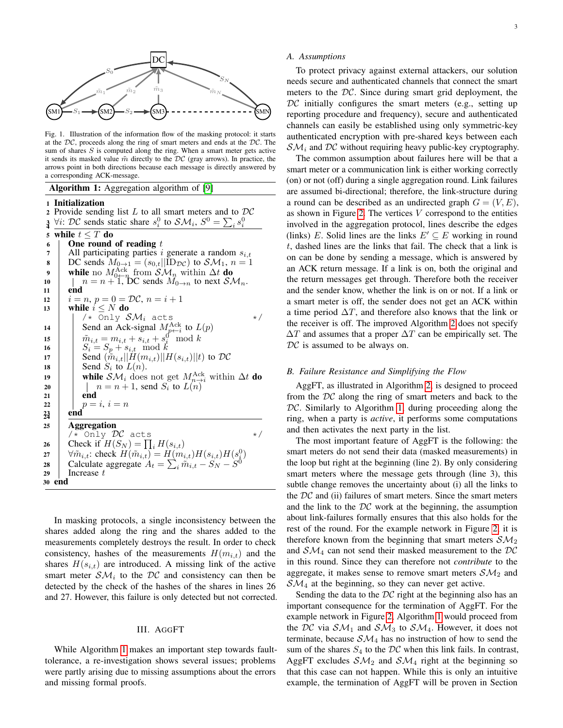Fig. 1. Illustration of the information flow of the masking protocol: it starts at the $\mathcal{DC}$, proceeds along the ring of smart meters and ends at the $\mathcal{DC}$. The sum of shares $S$ is computed along the ring. When a smart meter gets active it sends its masked value $\tilde{m}$ directly to the $\mathcal{DC}$ (gray arrows). In practice, the arrows point in both directions because each message is directly answered by a corresponding ACK-message.

**Algorithm 1:** Aggregation algorithm of [9]

```
1  Initialization
2  Provide sending list L to all smart meters and to DC
3  ∀i: DC sends static share s_i^0 to SM_i, S^0 = Σ_i s_i^0
4
5  while t ≤ T do
6      One round of reading t
7      All participating parties i generate a random s_{i,t}
8      DC sends M_{0→1} = (s_{0,t}||ID_DC) to SM_1, n = 1
9      while no M^Ack_{0←n} from SM_n within Δt do
10         n = n + 1, DC sends M_{0→n} to next SM_n.
11     end
12     i = n, p = 0 = DC, n = i + 1
13     while i ≤ N do
           /* Only SM_i acts                          */
14         Send an Ack-signal M^Ack_{p←i} to L(p)
15         m̃_{i,t} = m_{i,t} + s_{i,t} + s_i^0 mod k
16         S_i = S_p + s_{i,t} mod k
17         Send (m̃_{i,t}||H(m_{i,t})||H(s_{i,t})||t) to DC
18         Send S_i to L(n).
19         while SM_i does not get M^Ack_{n→i} within Δt do
20             n = n + 1, send S_i to L(n)
21         end
22         p = i, i = n
23     end
24
25     Aggregation
           /* Only DC acts                            */
26     Check if H(S_N) = Π_i H(s_{i,t})
27     ∀m̃_{i,t}: check H(m̃_{i,t}) = H(m_{i,t})H(s_{i,t})H(s_i^0)
28     Calculate aggregate A_t = Σ_i m̃_{i,t} − S_N − S^0
29     Increase t
30 end
```

In masking protocols, a single inconsistency between the shares added along the ring and the shares added to the measurements completely destroys the result. In order to check consistency, hashes of the measurements $H(m_{i,t})$ and the shares $H(s_{i,t})$ are introduced. A missing link of the active smart meter $\mathcal{SM}_i$ to the $\mathcal{DC}$ and consistency can then be detected by the check of the hashes of the shares in lines 26 and 27. However, this failure is only detected but not corrected.

## III. AggFT

While Algorithm 1 makes an important step towards fault-tolerance, a re-investigation shows several issues; problems were partly arising due to missing assumptions about the errors and missing formal proofs.

### A. Assumptions

To protect privacy against external attackers, our solution needs secure and authenticated channels that connect the smart meters to the $\mathcal{DC}$. Since during smart grid deployment, the $\mathcal{DC}$ initially configures the smart meters (e.g., setting up reporting procedure and frequency), secure and authenticated channels can easily be established using only symmetric-key authenticated encryption with pre-shared keys between each $\mathcal{SM}_i$ and $\mathcal{DC}$ without requiring heavy public-key cryptography.

The common assumption about failures here will be that a smart meter or a communication link is either working correctly (on) or not (off) during a single aggregation round. Link failures are assumed bi-directional; therefore, the link-structure during a round can be described as an undirected graph $G = (V, E)$, as shown in Figure 2. The vertices $V$ correspond to the entities involved in the aggregation protocol, lines describe the edges (links) $E$. Solid lines are the links $E' \subseteq E$ working in round $t$, dashed lines are the links that fail. The check that a link is on can be done by sending a message, which is answered by an ACK return message. If a link is on, both the original and the return messages get through. Therefore both the receiver and the sender know, whether the link is on or not. If a link or a smart meter is off, the sender does not get an ACK within a time period $\Delta T$, and therefore also knows that the link or the receiver is off. The improved Algorithm 2 does not specify $\Delta T$ and assumes that a proper $\Delta T$ can be empirically set. The $\mathcal{DC}$ is assumed to be always on.

### B. Failure Resistance and Simplifying the Flow

AggFT, as illustrated in Algorithm 2, is designed to proceed from the $\mathcal{DC}$ along the ring of smart meters and back to the $\mathcal{DC}$. Similarly to Algorithm 1, during proceeding along the ring, when a party is *active*, it performs some computations and then activates the next party in the list.

The most important feature of AggFT is the following: the smart meters do not send their data (masked measurements) in the loop but right at the beginning (line 2). By only considering smart meters where the message gets through (line 3), this subtle change removes the uncertainty about (i) all the links to the $\mathcal{DC}$ and (ii) failures of smart meters. Since the smart meters and the link to the $\mathcal{DC}$ work at the beginning, the assumption about link-failures formally ensures that this also holds for the rest of the round. For the example network in Figure 2, it is therefore known from the beginning that smart meters $\mathcal{SM}_2$ and $\mathcal{SM}_4$ can not send their masked measurement to the $\mathcal{DC}$ in this round. Since they can therefore not *contribute* to the aggregate, it makes sense to remove smart meters $\mathcal{SM}_2$ and $\mathcal{SM}_4$ at the beginning, so they can never get active.

Sending the data to the $\mathcal{DC}$ right at the beginning also has an important consequence for the termination of AggFT. For the example network in Figure 2, Algorithm 1 would proceed from the $\mathcal{DC}$ via $\mathcal{SM}_1$ and $\mathcal{SM}_3$ to $\mathcal{SM}_4$. However, it does not terminate, because $\mathcal{SM}_4$ has no instruction of how to send the sum of the shares $S_4$ to the $\mathcal{DC}$ when this link fails. In contrast, AggFT excludes $\mathcal{SM}_2$ and $\mathcal{SM}_4$ right at the beginning so that this case can not happen. While this is only an intuitive example, the termination of AggFT will be proven in Section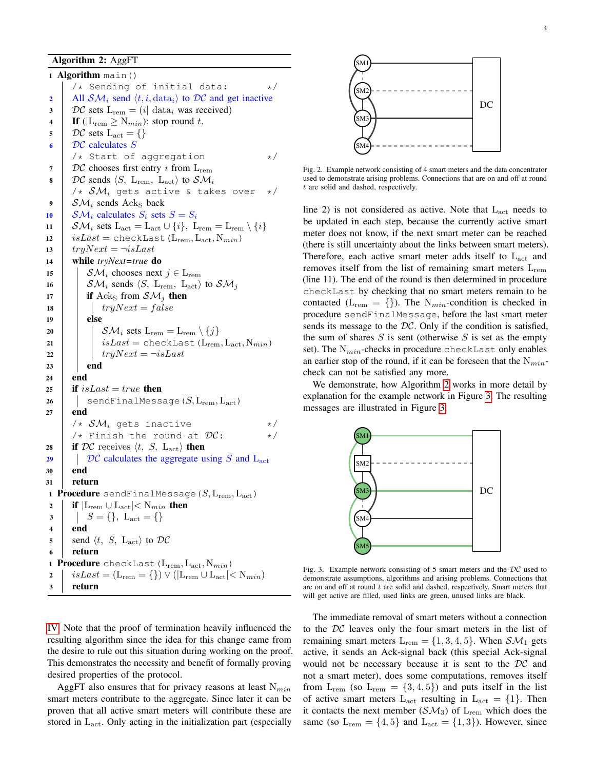**Algorithm 2:** AggFT

```
1  Algorithm main()
       /* Sending of initial data:                          */
2      All SM_i send ⟨t, i, data_i⟩ to DC and get inactive
3      DC sets L_rem = (i| data_i was received)
4      If (|L_rem| ≥ N_min): stop round t.
5      DC sets L_act = {}
6      DC calculates S
       /* Start of aggregation                              */
7      DC chooses first entry i from L_rem
8      DC sends ⟨S, L_rem, L_act⟩ to SM_i
       /* SM_i gets active & takes over                      */
9      SM_i sends Ack_S back
10     SM_i calculates S_i sets S = S_i
11     SM_i sets L_act = L_act ∪ {i}, L_rem = L_rem \ {i}
12     isLast = checkLast(L_rem, L_act, N_min)
13     tryNext = ¬isLast
14     while tryNext=true do
15         SM_i chooses next j ∈ L_rem
16         SM_i sends ⟨S, L_rem, L_act⟩ to SM_j
17         if Ack_S from SM_j then
18             tryNext = false
19         else
20             SM_i sets L_rem = L_rem \ {j}
21             isLast = checkLast(L_rem, L_act, N_min)
22             tryNext = ¬isLast
23         end
24     end
25     if isLast = true then
26         sendFinalMessage(S, L_rem, L_act)
27     end
       /* SM_i gets inactive                                 */
       /* Finish the round at DC:                           */
28     if DC receives ⟨t, S, L_act⟩ then
29         DC calculates the aggregate using S and L_act
30     end
31     return

1  Procedure sendFinalMessage(S, L_rem, L_act)
2      if |L_rem ∪ L_act| < N_min then
3          S = {}, L_act = {}
4      end
5      send ⟨t, S, L_act⟩ to DC
6      return

1  Procedure checkLast(L_rem, L_act, N_min)
2      isLast = (L_rem = {}) ∨ (|L_rem ∪ L_act| < N_min)
3      return
```

IV. Note that the proof of termination heavily influenced the resulting algorithm since the idea for this change came from the desire to rule out this situation during working on the proof. This demonstrates the necessity and benefit of formally proving desired properties of the protocol.

AggFT also ensures that for privacy reasons at least $N_{min}$ smart meters contribute to the aggregate. Since later it can be proven that all active smart meters will contribute these are stored in $L_{act}$. Only acting in the initialization part (especially line 2) is not considered as active. Note that $L_{act}$ needs to be updated in each step, because the currently active smart meter does not know, if the next smart meter can be reached (there is still uncertainty about the links between smart meters). Therefore, each active smart meter adds itself to $L_{act}$ and removes itself from the list of remaining smart meters $L_{rem}$ (line 11). The end of the round is then determined in procedure `checkLast` by checking that no smart meters remain to be contacted ($L_{rem} = \{\}$). The $N_{min}$-condition is checked in procedure `sendFinalMessage`, before the last smart meter sends its message to the $\mathcal{DC}$. Only if the condition is satisfied, the sum of shares $S$ is sent (otherwise $S$ is set as the empty set). The $N_{min}$-checks in procedure `checkLast` only enables an earlier stop of the round, if it can be foreseen that the $N_{min}$-check can not be satisfied any more.

Fig. 2. Example network consisting of 4 smart meters and the data concentrator used to demonstrate arising problems. Connections that are on and off at round $t$ are solid and dashed, respectively.

We demonstrate, how Algorithm 2 works in more detail by explanation for the example network in Figure 3. The resulting messages are illustrated in Figure 3.

Fig. 3. Example network consisting of 5 smart meters and the $\mathcal{DC}$ used to demonstrate assumptions, algorithms and arising problems. Connections that are on and off at round $t$ are solid and dashed, respectively. Smart meters that will get active are filled, used links are green, unused links are black.

The immediate removal of smart meters without a connection to the $\mathcal{DC}$ leaves only the four smart meters in the list of remaining smart meters $L_{rem} = \{1, 3, 4, 5\}$. When $\mathcal{SM}_1$ gets active, it sends an Ack-signal back (this special Ack-signal would not be necessary because it is sent to the $\mathcal{DC}$ and not a smart meter), does some computations, removes itself from $L_{rem}$ (so $L_{rem} = \{3, 4, 5\}$) and puts itself in the list of active smart meters $L_{act}$ resulting in $L_{act} = \{1\}$. Then it contacts the next member ($\mathcal{SM}_3$) of $L_{rem}$ which does the same (so $L_{rem} = \{4, 5\}$ and $L_{act} = \{1, 3\}$). However, since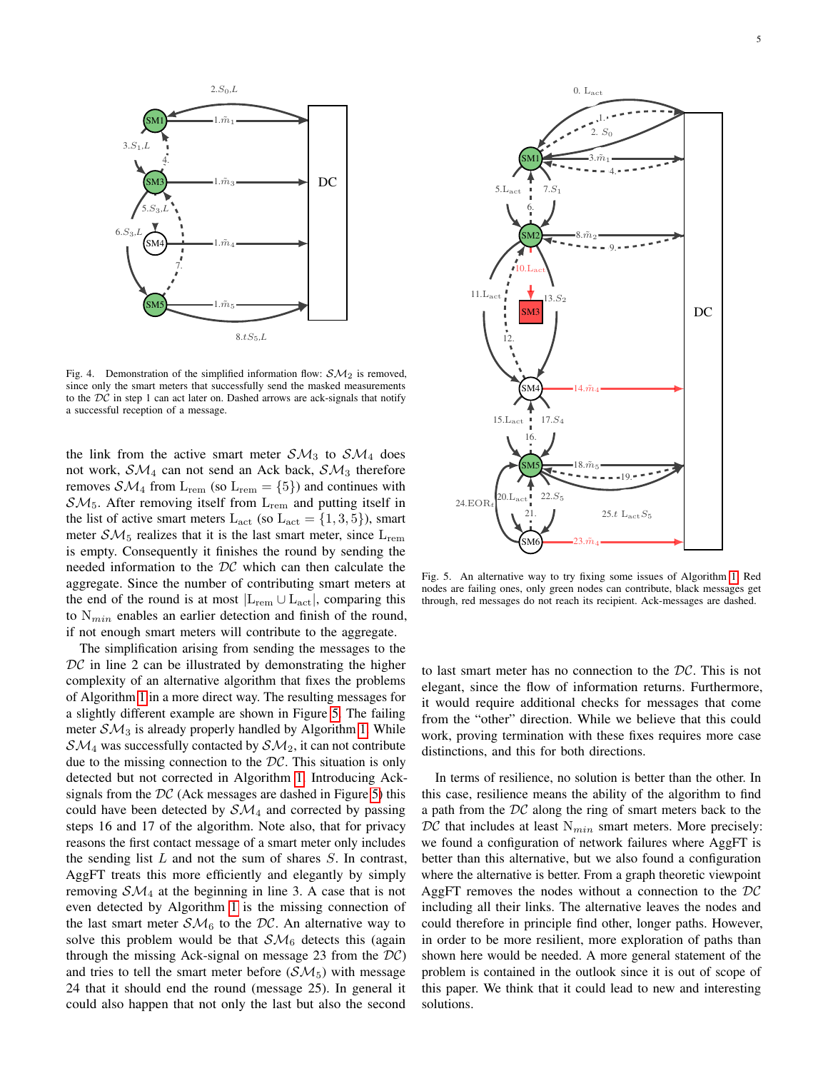Fig. 4. Demonstration of the simplified information flow: $\mathcal{SM}_2$ is removed, since only the smart meters that successfully send the masked measurements to the $\mathcal{DC}$ in step 1 can act later on. Dashed arrows are ack-signals that notify a successful reception of a message.

the link from the active smart meter $\mathcal{SM}_3$ to $\mathcal{SM}_4$ does not work, $\mathcal{SM}_4$ can not send an Ack back, $\mathcal{SM}_3$ therefore removes $\mathcal{SM}_4$ from $\mathrm{L}_{\mathrm{rem}}$ (so $\mathrm{L}_{\mathrm{rem}} = \{5\}$) and continues with $\mathcal{SM}_5$. After removing itself from $\mathrm{L}_{\mathrm{rem}}$ and putting itself in the list of active smart meters $\mathrm{L}_{\mathrm{act}}$ (so $\mathrm{L}_{\mathrm{act}} = \{1, 3, 5\}$), smart meter $\mathcal{SM}_5$ realizes that it is the last smart meter, since $\mathrm{L}_{\mathrm{rem}}$ is empty. Consequently it finishes the round by sending the needed information to the $\mathcal{DC}$ which can then calculate the aggregate. Since the number of contributing smart meters at the end of the round is at most $|\mathrm{L}_{\mathrm{rem}} \cup \mathrm{L}_{\mathrm{act}}|$, comparing this to $\mathrm{N}_{min}$ enables an earlier detection and finish of the round, if not enough smart meters will contribute to the aggregate.

The simplification arising from sending the messages to the $\mathcal{DC}$ in line 2 can be illustrated by demonstrating the higher complexity of an alternative algorithm that fixes the problems of Algorithm 1 in a more direct way. The resulting messages for a slightly different example are shown in Figure 5. The failing meter $\mathcal{SM}_3$ is already properly handled by Algorithm 1. While $\mathcal{SM}_4$ was successfully contacted by $\mathcal{SM}_2$, it can not contribute due to the missing connection to the $\mathcal{DC}$. This situation is only detected but not corrected in Algorithm 1. Introducing Ack-signals from the $\mathcal{DC}$ (Ack messages are dashed in Figure 5) this could have been detected by $\mathcal{SM}_4$ and corrected by passing steps 16 and 17 of the algorithm. Note also, that for privacy reasons the first contact message of a smart meter only includes the sending list $L$ and not the sum of shares $S$. In contrast, AggFT treats this more efficiently and elegantly by simply removing $\mathcal{SM}_4$ at the beginning in line 3. A case that is not even detected by Algorithm 1 is the missing connection of the last smart meter $\mathcal{SM}_6$ to the $\mathcal{DC}$. An alternative way to solve this problem would be that $\mathcal{SM}_6$ detects this (again through the missing Ack-signal on message 23 from the $\mathcal{DC}$) and tries to tell the smart meter before ($\mathcal{SM}_5$) with message 24 that it should end the round (message 25). In general it could also happen that not only the last but also the second to last smart meter has no connection to the $\mathcal{DC}$. This is not elegant, since the flow of information returns. Furthermore, it would require additional checks for messages that come from the "other" direction. While we believe that this could work, proving termination with these fixes requires more case distinctions, and this for both directions.

Fig. 5. An alternative way to try fixing some issues of Algorithm 1. Red nodes are failing ones, only green nodes can contribute, black messages get through, red messages do not reach its recipient. Ack-messages are dashed.

In terms of resilience, no solution is better than the other. In this case, resilience means the ability of the algorithm to find a path from the $\mathcal{DC}$ along the ring of smart meters back to the $\mathcal{DC}$ that includes at least $\mathrm{N}_{min}$ smart meters. More precisely: we found a configuration of network failures where AggFT is better than this alternative, but we also found a configuration where the alternative is better. From a graph theoretic viewpoint AggFT removes the nodes without a connection to the $\mathcal{DC}$ including all their links. The alternative leaves the nodes and could therefore in principle find other, longer paths. However, in order to be more resilient, more exploration of paths than shown here would be needed. A more general statement of the problem is contained in the outlook since it is out of scope of this paper. We think that it could lead to new and interesting solutions.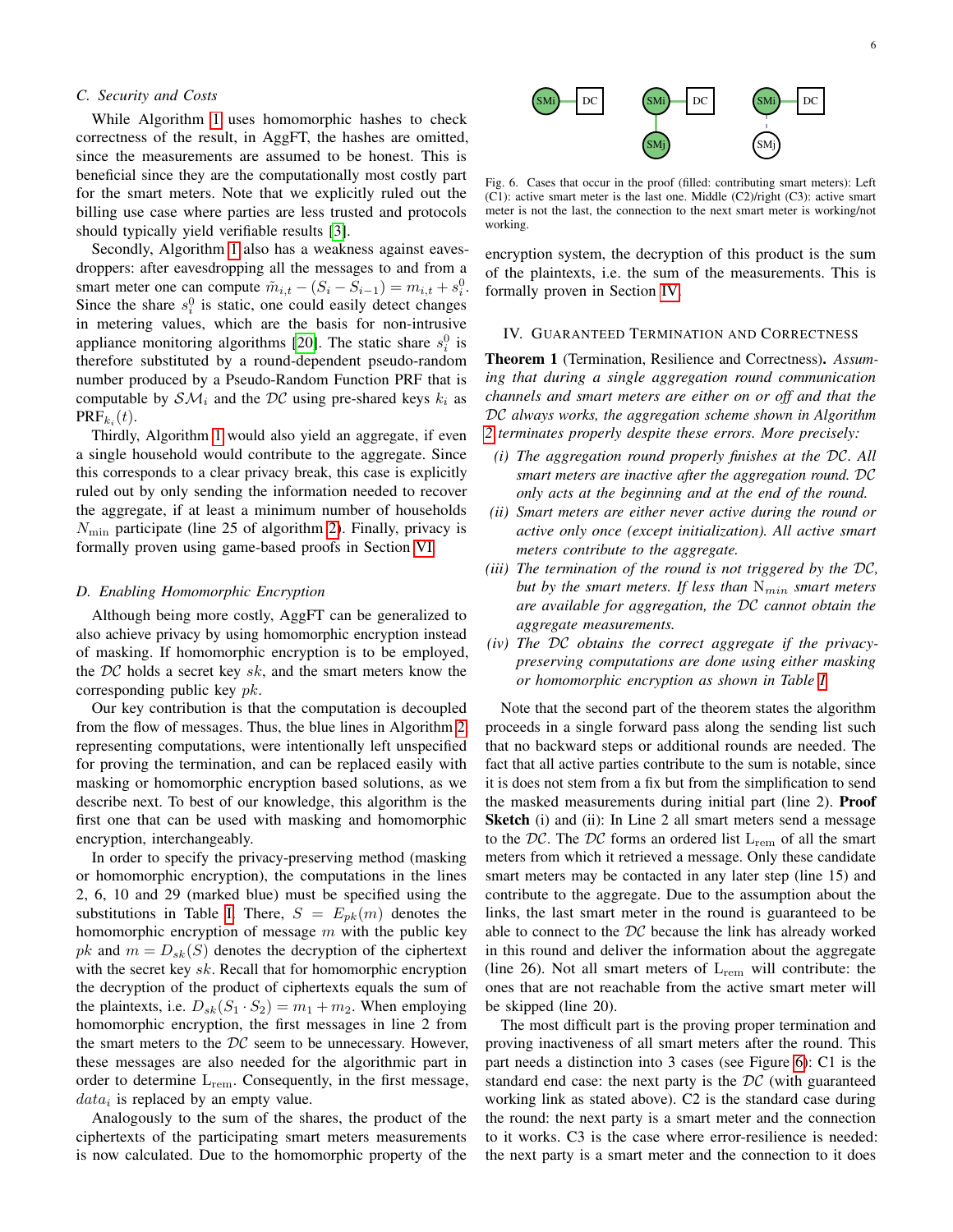### C. Security and Costs

While Algorithm 1 uses homomorphic hashes to check correctness of the result, in AggFT, the hashes are omitted, since the measurements are assumed to be honest. This is beneficial since they are the computationally most costly part for the smart meters. Note that we explicitly ruled out the billing use case where parties are less trusted and protocols should typically yield verifiable results [3].

Secondly, Algorithm 1 also has a weakness against eavesdroppers: after eavesdropping all the messages to and from a smart meter one can compute $\tilde{m}_{i,t} - (S_i - S_{i-1}) = m_{i,t} + s_i^0$. Since the share $s_i^0$ is static, one could easily detect changes in metering values, which are the basis for non-intrusive appliance monitoring algorithms [20]. The static share $s_i^0$ is therefore substituted by a round-dependent pseudo-random number produced by a Pseudo-Random Function PRF that is computable by $\mathcal{SM}_i$ and the $\mathcal{DC}$ using pre-shared keys $k_i$ as $\text{PRF}_{k_i}(t)$.

Thirdly, Algorithm 1 would also yield an aggregate, if even a single household would contribute to the aggregate. Since this corresponds to a clear privacy break, this case is explicitly ruled out by only sending the information needed to recover the aggregate, if at least a minimum number of households $N_{\min}$ participate (line 25 of algorithm 2). Finally, privacy is formally proven using game-based proofs in Section VI.

### D. Enabling Homomorphic Encryption

Although being more costly, AggFT can be generalized to also achieve privacy by using homomorphic encryption instead of masking. If homomorphic encryption is to be employed, the $\mathcal{DC}$ holds a secret key $sk$, and the smart meters know the corresponding public key $pk$.

Our key contribution is that the computation is decoupled from the flow of messages. Thus, the blue lines in Algorithm 2 representing computations, were intentionally left unspecified for proving the termination, and can be replaced easily with masking or homomorphic encryption based solutions, as we describe next. To best of our knowledge, this algorithm is the first one that can be used with masking and homomorphic encryption, interchangeably.

In order to specify the privacy-preserving method (masking or homomorphic encryption), the computations in the lines 2, 6, 10 and 29 (marked blue) must be specified using the substitutions in Table I. There, $S = E_{pk}(m)$ denotes the homomorphic encryption of message $m$ with the public key $pk$ and $m = D_{sk}(S)$ denotes the decryption of the ciphertext with the secret key $sk$. Recall that for homomorphic encryption the decryption of the product of ciphertexts equals the sum of the plaintexts, i.e. $D_{sk}(S_1 \cdot S_2) = m_1 + m_2$. When employing homomorphic encryption, the first messages in line 2 from the smart meters to the $\mathcal{DC}$ seem to be unnecessary. However, these messages are also needed for the algorithmic part in order to determine $\text{L}_{\text{rem}}$. Consequently, in the first message, $data_i$ is replaced by an empty value.

Analogously to the sum of the shares, the product of the ciphertexts of the participating smart meters measurements is now calculated. Due to the homomorphic property of the encryption system, the decryption of this product is the sum of the plaintexts, i.e. the sum of the measurements. This is formally proven in Section IV.

Fig. 6. Cases that occur in the proof (filled: contributing smart meters): Left (C1): active smart meter is the last one. Middle (C2)/right (C3): active smart meter is not the last, the connection to the next smart meter is working/not working.

## IV. Guaranteed Termination and Correctness

**Theorem 1** (Termination, Resilience and Correctness). *Assuming that during a single aggregation round communication channels and smart meters are either on or off and that the $\mathcal{DC}$ always works, the aggregation scheme shown in Algorithm 2 terminates properly despite these errors. More precisely:*

*(i) The aggregation round properly finishes at the $\mathcal{DC}$. All smart meters are inactive after the aggregation round. $\mathcal{DC}$ only acts at the beginning and at the end of the round.*

*(ii) Smart meters are either never active during the round or active only once (except initialization). All active smart meters contribute to the aggregate.*

*(iii) The termination of the round is not triggered by the $\mathcal{DC}$, but by the smart meters. If less than $\text{N}_{min}$ smart meters are available for aggregation, the $\mathcal{DC}$ cannot obtain the aggregate measurements.*

*(iv) The $\mathcal{DC}$ obtains the correct aggregate if the privacy-preserving computations are done using either masking or homomorphic encryption as shown in Table I.*

Note that the second part of the theorem states the algorithm proceeds in a single forward pass along the sending list such that no backward steps or additional rounds are needed. The fact that all active parties contribute to the sum is notable, since it is does not stem from a fix but from the simplification to send the masked measurements during initial part (line 2). **Proof Sketch** (i) and (ii): In Line 2 all smart meters send a message to the $\mathcal{DC}$. The $\mathcal{DC}$ forms an ordered list $\text{L}_{\text{rem}}$ of all the smart meters from which it retrieved a message. Only these candidate smart meters may be contacted in any later step (line 15) and contribute to the aggregate. Due to the assumption about the links, the last smart meter in the round is guaranteed to be able to connect to the $\mathcal{DC}$ because the link has already worked in this round and deliver the information about the aggregate (line 26). Not all smart meters of $\text{L}_{\text{rem}}$ will contribute: the ones that are not reachable from the active smart meter will be skipped (line 20).

The most difficult part is the proving proper termination and proving inactiveness of all smart meters after the round. This part needs a distinction into 3 cases (see Figure 6): C1 is the standard end case: the next party is the $\mathcal{DC}$ (with guaranteed working link as stated above). C2 is the standard case during the round: the next party is a smart meter and the connection to it works. C3 is the case where error-resilience is needed: the next party is a smart meter and the connection to it does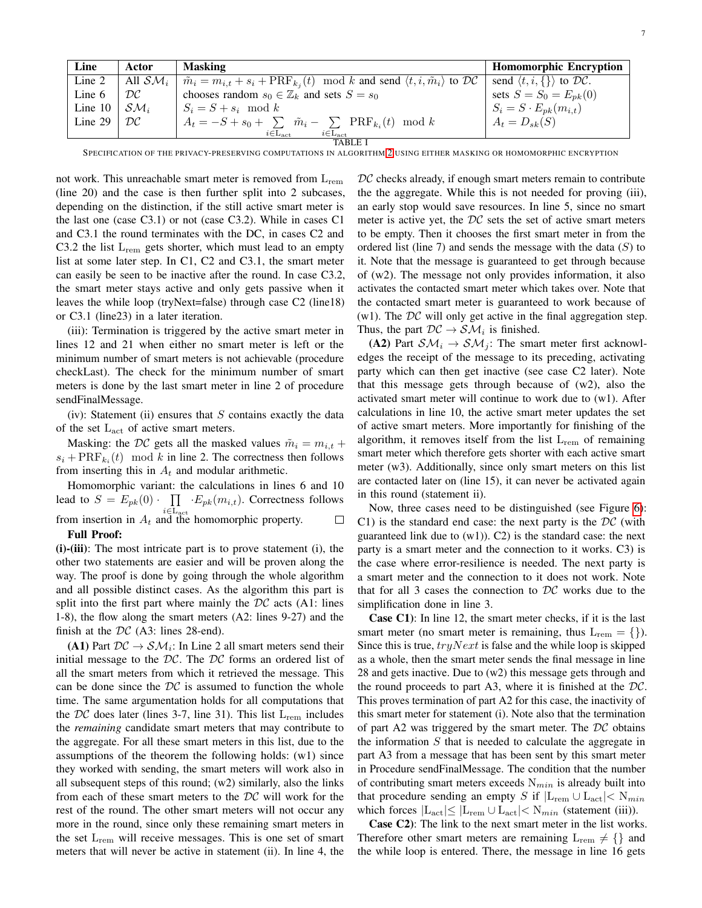| Line | Actor | Masking | Homomorphic Encryption |
|---|---|---|---|
| Line 2 | All $\mathcal{SM}_i$ | $\tilde{m}_i = m_{i,t} + s_i + \text{PRF}_{k_j}(t) \mod k$ and send $\langle t, i, \tilde{m}_i \rangle$ to $\mathcal{DC}$ | send $\langle t, i, \{\} \rangle$ to $\mathcal{DC}$. |
| Line 6 | $\mathcal{DC}$ | chooses random $s_0 \in \mathbb{Z}_k$ and sets $S = s_0$ | sets $S = S_0 = E_{pk}(0)$ |
| Line 10 | $\mathcal{SM}_i$ | $S_i = S + s_i \mod k$ | $S_i = S \cdot E_{pk}(m_{i,t})$ |
| Line 29 | $\mathcal{DC}$ | $A_t = -S + s_0 + \sum_{i \in \text{L}_{\text{act}}} \tilde{m}_i - \sum_{i \in \text{L}_{\text{act}}} \text{PRF}_{k_i}(t) \mod k$ | $A_t = D_{sk}(S)$ |

TABLE I

SPECIFICATION OF THE PRIVACY-PRESERVING COMPUTATIONS IN ALGORITHM 2 USING EITHER MASKING OR HOMOMORPHIC ENCRYPTION

not work. This unreachable smart meter is removed from $\text{L}_{\text{rem}}$ (line 20) and the case is then further split into 2 subcases, depending on the distinction, if the still active smart meter is the last one (case C3.1) or not (case C3.2). While in cases C1 and C3.1 the round terminates with the DC, in cases C2 and C3.2 the list $\text{L}_{\text{rem}}$ gets shorter, which must lead to an empty list at some later step. In C1, C2 and C3.1, the smart meter can easily be seen to be inactive after the round. In case C3.2, the smart meter stays active and only gets passive when it leaves the while loop (tryNext=false) through case C2 (line18) or C3.1 (line23) in a later iteration.

(iii): Termination is triggered by the active smart meter in lines 12 and 21 when either no smart meter is left or the minimum number of smart meters is not achievable (procedure checkLast). The check for the minimum number of smart meters is done by the last smart meter in line 2 of procedure sendFinalMessage.

(iv): Statement (ii) ensures that $S$ contains exactly the data of the set $\text{L}_{\text{act}}$ of active smart meters.

Masking: the $\mathcal{DC}$ gets all the masked values $\tilde{m}_i = m_{i,t} + s_i + \text{PRF}_{k_i}(t) \mod k$ in line 2. The correctness then follows from inserting this in $A_t$ and modular arithmetic.

Homomorphic variant: the calculations in lines 6 and 10 lead to $S = E_{pk}(0) \cdot \prod_{i \in \text{L}_{\text{act}}} \cdot E_{pk}(m_{i,t})$. Correctness follows from insertion in $A_t$ and the homomorphic property. □

**Full Proof:**

**(i)-(iii)**: The most intricate part is to prove statement (i), the other two statements are easier and will be proven along the way. The proof is done by going through the whole algorithm and all possible distinct cases. As the algorithm this part is split into the first part where mainly the $\mathcal{DC}$ acts (A1: lines 1-8), the flow along the smart meters (A2: lines 9-27) and the finish at the $\mathcal{DC}$ (A3: lines 28-end).

**(A1)** Part $\mathcal{DC} \rightarrow \mathcal{SM}_i$: In Line 2 all smart meters send their initial message to the $\mathcal{DC}$. The $\mathcal{DC}$ forms an ordered list of all the smart meters from which it retrieved the message. This can be done since the $\mathcal{DC}$ is assumed to function the whole time. The same argumentation holds for all computations that the $\mathcal{DC}$ does later (lines 3-7, line 31). This list $\text{L}_{\text{rem}}$ includes the *remaining* candidate smart meters that may contribute to the aggregate. For all these smart meters in this list, due to the assumptions of the theorem the following holds: (w1) since they worked with sending, the smart meters will work also in all subsequent steps of this round; (w2) similarly, also the links from each of these smart meters to the $\mathcal{DC}$ will work for the rest of the round. The other smart meters will not occur any more in the round, since only these remaining smart meters in the set $\text{L}_{\text{rem}}$ will receive messages. This is one set of smart meters that will never be active in statement (ii). In line 4, the $\mathcal{DC}$ checks already, if enough smart meters remain to contribute the the aggregate. While this is not needed for proving (iii), an early stop would save resources. In line 5, since no smart meter is active yet, the $\mathcal{DC}$ sets the set of active smart meters to be empty. Then it chooses the first smart meter in from the ordered list (line 7) and sends the message with the data ($S$) to it. Note that the message is guaranteed to get through because of (w2). The message not only provides information, it also activates the contacted smart meter which takes over. Note that the contacted smart meter is guaranteed to work because of (w1). The $\mathcal{DC}$ will only get active in the final aggregation step. Thus, the part $\mathcal{DC} \rightarrow \mathcal{SM}_i$ is finished.

**(A2)** Part $\mathcal{SM}_i \rightarrow \mathcal{SM}_j$: The smart meter first acknowledges the receipt of the message to its preceding, activating party which can then get inactive (see case C2 later). Note that this message gets through because of (w2), also the activated smart meter will continue to work due to (w1). After calculations in line 10, the active smart meter updates the set of active smart meters. More importantly for finishing of the algorithm, it removes itself from the list $\text{L}_{\text{rem}}$ of remaining smart meter which therefore gets shorter with each active smart meter (w3). Additionally, since only smart meters on this list are contacted later on (line 15), it can never be activated again in this round (statement ii).

Now, three cases need to be distinguished (see Figure 6): C1) is the standard end case: the next party is the $\mathcal{DC}$ (with guaranteed link due to (w1)). C2) is the standard case: the next party is a smart meter and the connection to it works. C3) is the case where error-resilience is needed. The next party is a smart meter and the connection to it does not work. Note that for all 3 cases the connection to $\mathcal{DC}$ works due to the simplification done in line 3.

**Case C1)**: In line 12, the smart meter checks, if it is the last smart meter (no smart meter is remaining, thus $\text{L}_{\text{rem}} = \{\}$). Since this is true, $tryNext$ is false and the while loop is skipped as a whole, then the smart meter sends the final message in line 28 and gets inactive. Due to (w2) this message gets through and the round proceeds to part A3, where it is finished at the $\mathcal{DC}$. This proves termination of part A2 for this case, the inactivity of this smart meter for statement (i). Note also that the termination of part A2 was triggered by the smart meter. The $\mathcal{DC}$ obtains the information $S$ that is needed to calculate the aggregate in part A3 from a message that has been sent by this smart meter in Procedure sendFinalMessage. The condition that the number of contributing smart meters exceeds $\text{N}_{min}$ is already built into that procedure sending an empty $S$ if $|\text{L}_{\text{rem}} \cup \text{L}_{\text{act}}| < \text{N}_{min}$ which forces $|\text{L}_{\text{act}}| \leq |\text{L}_{\text{rem}} \cup \text{L}_{\text{act}}| < \text{N}_{min}$ (statement (iii)).

**Case C2)**: The link to the next smart meter in the list works. Therefore other smart meters are remaining $\text{L}_{\text{rem}} \neq \{\}$ and the while loop is entered. There, the message in line 16 gets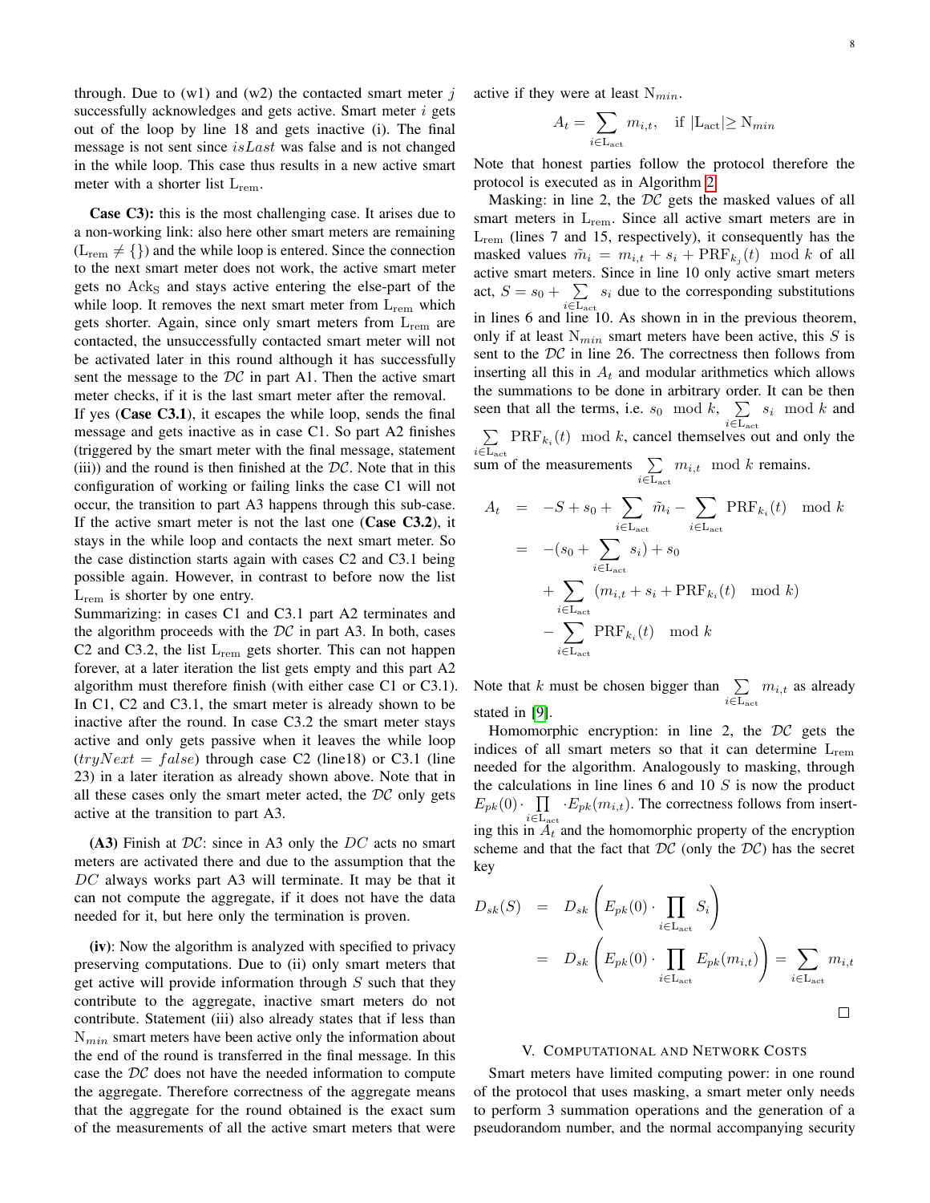through. Due to (w1) and (w2) the contacted smart meter $j$ successfully acknowledges and gets active. Smart meter $i$ gets out of the loop by line 18 and gets inactive (i). The final message is not sent since $isLast$ was false and is not changed in the while loop. This case thus results in a new active smart meter with a shorter list $\mathrm{L}_{\mathrm{rem}}$.

**Case C3):** this is the most challenging case. It arises due to a non-working link: also here other smart meters are remaining ($\mathrm{L}_{\mathrm{rem}} \neq \{\}$) and the while loop is entered. Since the connection to the next smart meter does not work, the active smart meter gets no $\mathrm{Ack}_{\mathrm{S}}$ and stays active entering the else-part of the while loop. It removes the next smart meter from $\mathrm{L}_{\mathrm{rem}}$ which gets shorter. Again, since only smart meters from $\mathrm{L}_{\mathrm{rem}}$ are contacted, the unsuccessfully contacted smart meter will not be activated later in this round although it has successfully sent the message to the $\mathcal{DC}$ in part A1. Then the active smart meter checks, if it is the last smart meter after the removal.

If yes (**Case C3.1**), it escapes the while loop, sends the final message and gets inactive as in case C1. So part A2 finishes (triggered by the smart meter with the final message, statement (iii)) and the round is then finished at the $\mathcal{DC}$. Note that in this configuration of working or failing links the case C1 will not occur, the transition to part A3 happens through this sub-case. If the active smart meter is not the last one (**Case C3.2**), it stays in the while loop and contacts the next smart meter. So the case distinction starts again with cases C2 and C3.1 being possible again. However, in contrast to before now the list $\mathrm{L}_{\mathrm{rem}}$ is shorter by one entry.

Summarizing: in cases C1 and C3.1 part A2 terminates and the algorithm proceeds with the $\mathcal{DC}$ in part A3. In both, cases C2 and C3.2, the list $\mathrm{L}_{\mathrm{rem}}$ gets shorter. This can not happen forever, at a later iteration the list gets empty and this part A2 algorithm must therefore finish (with either case C1 or C3.1). In C1, C2 and C3.1, the smart meter is already shown to be inactive after the round. In case C3.2 the smart meter stays active and only gets passive when it leaves the while loop ($tryNext = false$) through case C2 (line18) or C3.1 (line 23) in a later iteration as already shown above. Note that in all these cases only the smart meter acted, the $\mathcal{DC}$ only gets active at the transition to part A3.

**(A3)** Finish at $\mathcal{DC}$: since in A3 only the $DC$ acts no smart meters are activated there and due to the assumption that the $DC$ always works part A3 will terminate. It may be that it can not compute the aggregate, if it does not have the data needed for it, but here only the termination is proven.

**(iv)**: Now the algorithm is analyzed with specified to privacy preserving computations. Due to (ii) only smart meters that get active will provide information through $S$ such that they contribute to the aggregate, inactive smart meters do not contribute. Statement (iii) also already states that if less than $\mathrm{N}_{min}$ smart meters have been active only the information about the end of the round is transferred in the final message. In this case the $\mathcal{DC}$ does not have the needed information to compute the aggregate. Therefore correctness of the aggregate means that the aggregate for the round obtained is the exact sum of the measurements of all the active smart meters that were active if they were at least $\mathrm{N}_{min}$.

$$A_t = \sum_{i \in \mathrm{L}_{\mathrm{act}}} m_{i,t}, \quad \text{if } |\mathrm{L}_{\mathrm{act}}| \geq \mathrm{N}_{min}$$

Note that honest parties follow the protocol therefore the protocol is executed as in Algorithm 2.

Masking: in line 2, the $\mathcal{DC}$ gets the masked values of all smart meters in $\mathrm{L}_{\mathrm{rem}}$. Since all active smart meters are in $\mathrm{L}_{\mathrm{rem}}$ (lines 7 and 15, respectively), it consequently has the masked values $\tilde{m}_i = m_{i,t} + s_i + \mathrm{PRF}_{k_j}(t) \mod k$ of all active smart meters. Since in line 10 only active smart meters act, $S = s_0 + \sum_{i \in \mathrm{L}_{\mathrm{act}}} s_i$ due to the corresponding substitutions in lines 6 and line 10. As shown in in the previous theorem, only if at least $\mathrm{N}_{min}$ smart meters have been active, this $S$ is sent to the $\mathcal{DC}$ in line 26. The correctness then follows from inserting all this in $A_t$ and modular arithmetics which allows the summations to be done in arbitrary order. It can be then seen that all the terms, i.e. $s_0 \mod k$, $\sum_{i \in \mathrm{L}_{\mathrm{act}}} s_i \mod k$ and $\sum_{i \in \mathrm{L}_{\mathrm{act}}} \mathrm{PRF}_{k_i}(t) \mod k$, cancel themselves out and only the sum of the measurements $\sum_{i \in \mathrm{L}_{\mathrm{act}}} m_{i,t} \mod k$ remains.

$$\begin{aligned}
A_t &= -S + s_0 + \sum_{i \in \mathrm{L}_{\mathrm{act}}} \tilde{m}_i - \sum_{i \in \mathrm{L}_{\mathrm{act}}} \mathrm{PRF}_{k_i}(t) \mod k \\
&= -(s_0 + \sum_{i \in \mathrm{L}_{\mathrm{act}}} s_i) + s_0 \\
&\quad + \sum_{i \in \mathrm{L}_{\mathrm{act}}} (m_{i,t} + s_i + \mathrm{PRF}_{k_i}(t) \mod k) \\
&\quad - \sum_{i \in \mathrm{L}_{\mathrm{act}}} \mathrm{PRF}_{k_i}(t) \mod k
\end{aligned}$$

Note that $k$ must be chosen bigger than $\sum_{i \in \mathrm{L}_{\mathrm{act}}} m_{i,t}$ as already stated in [9].

Homomorphic encryption: in line 2, the $\mathcal{DC}$ gets the indices of all smart meters so that it can determine $\mathrm{L}_{\mathrm{rem}}$ needed for the algorithm. Analogously to masking, through the calculations in line lines 6 and 10 $S$ is now the product $E_{pk}(0) \cdot \prod_{i \in \mathrm{L}_{\mathrm{act}}} \cdot E_{pk}(m_{i,t})$. The correctness follows from inserting this in $A_t$ and the homomorphic property of the encryption scheme and that the fact that $\mathcal{DC}$ (only the $\mathcal{DC}$) has the secret key

$$\begin{aligned}
D_{sk}(S) &= D_{sk}\left(E_{pk}(0) \cdot \prod_{i \in \mathrm{L}_{\mathrm{act}}} S_i\right) \\
&= D_{sk}\left(E_{pk}(0) \cdot \prod_{i \in \mathrm{L}_{\mathrm{act}}} E_{pk}(m_{i,t})\right) = \sum_{i \in \mathrm{L}_{\mathrm{act}}} m_{i,t}
\end{aligned}$$

□

## V. Computational and Network Costs

Smart meters have limited computing power: in one round of the protocol that uses masking, a smart meter only needs to perform 3 summation operations and the generation of a pseudorandom number, and the normal accompanying security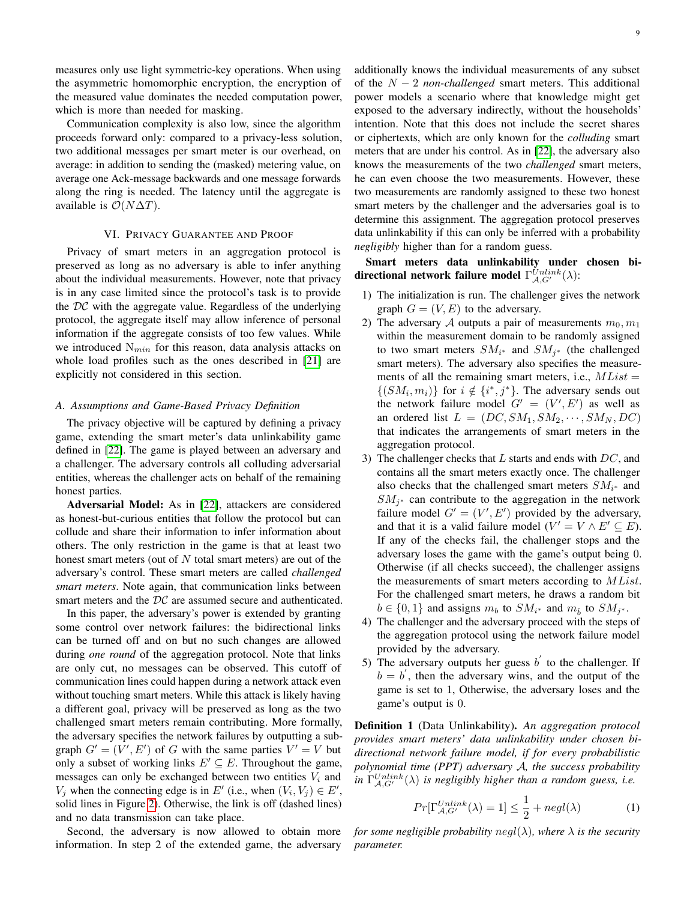measures only use light symmetric-key operations. When using the asymmetric homomorphic encryption, the encryption of the measured value dominates the needed computation power, which is more than needed for masking.

Communication complexity is also low, since the algorithm proceeds forward only: compared to a privacy-less solution, two additional messages per smart meter is our overhead, on average: in addition to sending the (masked) metering value, on average one Ack-message backwards and one message forwards along the ring is needed. The latency until the aggregate is available is $\mathcal{O}(N\Delta T)$.

## VI. Privacy Guarantee and Proof

Privacy of smart meters in an aggregation protocol is preserved as long as no adversary is able to infer anything about the individual measurements. However, note that privacy is in any case limited since the protocol's task is to provide the $\mathcal{DC}$ with the aggregate value. Regardless of the underlying protocol, the aggregate itself may allow inference of personal information if the aggregate consists of too few values. While we introduced $\mathrm{N}_{min}$ for this reason, data analysis attacks on whole load profiles such as the ones described in [21] are explicitly not considered in this section.

### A. Assumptions and Game-Based Privacy Definition

The privacy objective will be captured by defining a privacy game, extending the smart meter's data unlinkability game defined in [22]. The game is played between an adversary and a challenger. The adversary controls all colluding adversarial entities, whereas the challenger acts on behalf of the remaining honest parties.

**Adversarial Model:** As in [22], attackers are considered as honest-but-curious entities that follow the protocol but can collude and share their information to infer information about others. The only restriction in the game is that at least two honest smart meters (out of $N$ total smart meters) are out of the adversary's control. These smart meters are called *challenged smart meters*. Note again, that communication links between smart meters and the $\mathcal{DC}$ are assumed secure and authenticated.

In this paper, the adversary's power is extended by granting some control over network failures: the bidirectional links can be turned off and on but no such changes are allowed during *one round* of the aggregation protocol. Note that links are only cut, no messages can be observed. This cutoff of communication lines could happen during a network attack even without touching smart meters. While this attack is likely having a different goal, privacy will be preserved as long as the two challenged smart meters remain contributing. More formally, the adversary specifies the network failures by outputting a subgraph $G' = (V', E')$ of $G$ with the same parties $V' = V$ but only a subset of working links $E' \subseteq E$. Throughout the game, messages can only be exchanged between two entities $V_i$ and $V_j$ when the connecting edge is in $E'$ (i.e., when $(V_i, V_j) \in E'$, solid lines in Figure 2). Otherwise, the link is off (dashed lines) and no data transmission can take place.

Second, the adversary is now allowed to obtain more information. In step 2 of the extended game, the adversary additionally knows the individual measurements of any subset of the $N-2$ *non-challenged* smart meters. This additional power models a scenario where that knowledge might get exposed to the adversary indirectly, without the households' intention. Note that this does not include the secret shares or ciphertexts, which are only known for the *colluding* smart meters that are under his control. As in [22], the adversary also knows the measurements of the two *challenged* smart meters, he can even choose the two measurements. However, these two measurements are randomly assigned to these two honest smart meters by the challenger and the adversaries goal is to determine this assignment. The aggregation protocol preserves data unlinkability if this can only be inferred with a probability *negligibly* higher than for a random guess.

**Smart meters data unlinkability under chosen bi-directional network failure model $\Gamma^{Unlink}_{\mathcal{A},G'}(\lambda)$:**

1) The initialization is run. The challenger gives the network graph $G = (V, E)$ to the adversary.
2) The adversary $\mathcal{A}$ outputs a pair of measurements $m_0, m_1$ within the measurement domain to be randomly assigned to two smart meters $SM_{i^*}$ and $SM_{j^*}$ (the challenged smart meters). The adversary also specifies the measurements of all the remaining smart meters, i.e., $MList = \{(SM_i, m_i)\}$ for $i \notin \{i^*, j^*\}$. The adversary sends out the network failure model $G' = (V', E')$ as well as an ordered list $L = (DC, SM_1, SM_2, \cdots, SM_N, DC)$ that indicates the arrangements of smart meters in the aggregation protocol.
3) The challenger checks that $L$ starts and ends with $DC$, and contains all the smart meters exactly once. The challenger also checks that the challenged smart meters $SM_{i^*}$ and $SM_{j^*}$ can contribute to the aggregation in the network failure model $G' = (V', E')$ provided by the adversary, and that it is a valid failure model ($V' = V \wedge E' \subseteq E$). If any of the checks fail, the challenger stops and the adversary loses the game with the game's output being 0. Otherwise (if all checks succeed), the challenger assigns the measurements of smart meters according to $MList$. For the challenged smart meters, he draws a random bit $b \in \{0, 1\}$ and assigns $m_b$ to $SM_{i^*}$ and $m_{\bar{b}}$ to $SM_{j^*}$.
4) The challenger and the adversary proceed with the steps of the aggregation protocol using the network failure model provided by the adversary.
5) The adversary outputs her guess $b'$ to the challenger. If $b = b'$, then the adversary wins, and the output of the game is set to 1, Otherwise, the adversary loses and the game's output is 0.

**Definition 1** (Data Unlinkability). *An aggregation protocol provides smart meters' data unlinkability under chosen bi-directional network failure model, if for every probabilistic polynomial time (PPT) adversary $\mathcal{A}$, the success probability in $\Gamma^{Unlink}_{\mathcal{A},G'}(\lambda)$ is negligibly higher than a random guess, i.e.*

$$Pr[\Gamma^{Unlink}_{\mathcal{A},G'}(\lambda) = 1] \leq \frac{1}{2} + negl(\lambda) \tag{1}$$

*for some negligible probability $negl(\lambda)$, where $\lambda$ is the security parameter.*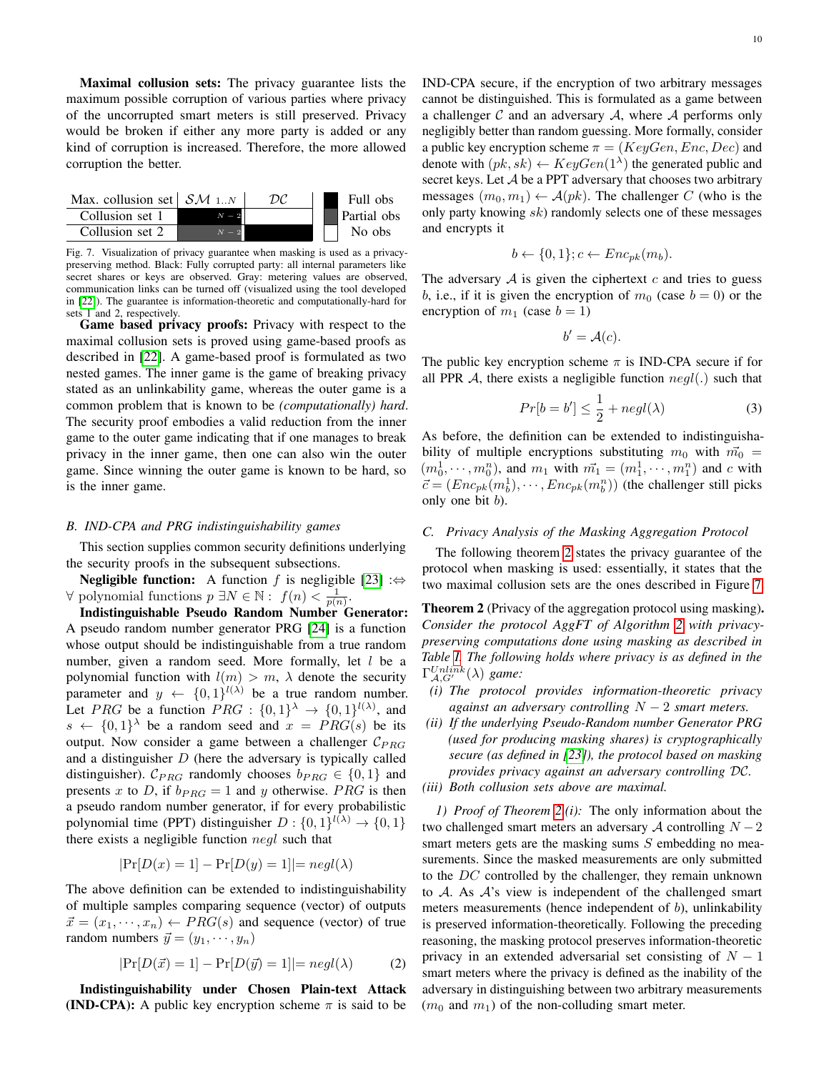**Maximal collusion sets:** The privacy guarantee lists the maximum possible corruption of various parties where privacy of the uncorrupted smart meters is still preserved. Privacy would be broken if either any more party is added or any kind of corruption is increased. Therefore, the more allowed corruption the better.

| Max. collusion set | $\mathcal{SM}_{1..N}$ | $\mathcal{DC}$ |
|---|---|---|
| Collusion set 1 | $N-2$ (Full obs) | No obs |
| Collusion set 2 | $N-2$ (Partial obs) | Full obs |

Legend: Full obs (black), Partial obs (gray), No obs (white).

Fig. 7. Visualization of privacy guarantee when masking is used as a privacy-preserving method. Black: Fully corrupted party: all internal parameters like secret shares or keys are observed. Gray: metering values are observed, communication links can be turned off (visualized using the tool developed in [22]). The guarantee is information-theoretic and computationally-hard for sets 1 and 2, respectively.

**Game based privacy proofs:** Privacy with respect to the maximal collusion sets is proved using game-based proofs as described in [22]. A game-based proof is formulated as two nested games. The inner game is the game of breaking privacy stated as an unlinkability game, whereas the outer game is a common problem that is known to be *(computationally) hard*. The security proof embodies a valid reduction from the inner game to the outer game indicating that if one manages to break privacy in the inner game, then one can also win the outer game. Since winning the outer game is known to be hard, so is the inner game.

### B. IND-CPA and PRG indistinguishability games

This section supplies common security definitions underlying the security proofs in the subsequent subsections.

**Negligible function:** A function $f$ is negligible [23] $:\Leftrightarrow$ $\forall$ polynomial functions $p\ \exists N \in \mathbb{N}:\ f(n) < \frac{1}{p(n)}$.

**Indistinguishable Pseudo Random Number Generator:** A pseudo random number generator PRG [24] is a function whose output should be indistinguishable from a true random number, given a random seed. More formally, let $l$ be a polynomial function with $l(m) > m$, $\lambda$ denote the security parameter and $y \leftarrow \{0,1\}^{l(\lambda)}$ be a true random number. Let $PRG$ be a function $PRG : \{0,1\}^{\lambda} \rightarrow \{0,1\}^{l(\lambda)}$, and $s \leftarrow \{0,1\}^{\lambda}$ be a random seed and $x = PRG(s)$ be its output. Now consider a game between a challenger $\mathcal{C}_{PRG}$ and a distinguisher $D$ (here the adversary is typically called distinguisher). $\mathcal{C}_{PRG}$ randomly chooses $b_{PRG} \in \{0,1\}$ and presents $x$ to $D$, if $b_{PRG} = 1$ and $y$ otherwise. $PRG$ is then a pseudo random number generator, if for every probabilistic polynomial time (PPT) distinguisher $D : \{0,1\}^{l(\lambda)} \rightarrow \{0,1\}$ there exists a negligible function $negl$ such that

$$|\Pr[D(x) = 1] - \Pr[D(y) = 1]| = negl(\lambda)$$

The above definition can be extended to indistinguishability of multiple samples comparing sequence (vector) of outputs $\vec{x} = (x_1, \cdots, x_n) \leftarrow PRG(s)$ and sequence (vector) of true random numbers $\vec{y} = (y_1, \cdots, y_n)$

$$|\Pr[D(\vec{x}) = 1] - \Pr[D(\vec{y}) = 1]| = negl(\lambda) \tag{2}$$

**Indistinguishability under Chosen Plain-text Attack (IND-CPA):** A public key encryption scheme $\pi$ is said to be IND-CPA secure, if the encryption of two arbitrary messages cannot be distinguished. This is formulated as a game between a challenger $\mathcal{C}$ and an adversary $\mathcal{A}$, where $\mathcal{A}$ performs only negligibly better than random guessing. More formally, consider a public key encryption scheme $\pi = (KeyGen, Enc, Dec)$ and denote with $(pk, sk) \leftarrow KeyGen(1^{\lambda})$ the generated public and secret keys. Let $\mathcal{A}$ be a PPT adversary that chooses two arbitrary messages $(m_0, m_1) \leftarrow \mathcal{A}(pk)$. The challenger $C$ (who is the only party knowing $sk$) randomly selects one of these messages and encrypts it

$$b \leftarrow \{0,1\}; c \leftarrow Enc_{pk}(m_b).$$

The adversary $\mathcal{A}$ is given the ciphertext $c$ and tries to guess $b$, i.e., if it is given the encryption of $m_0$ (case $b = 0$) or the encryption of $m_1$ (case $b = 1$)

$$b' = \mathcal{A}(c).$$

The public key encryption scheme $\pi$ is IND-CPA secure if for all PPR $\mathcal{A}$, there exists a negligible function $negl(.)$ such that

$$Pr[b = b'] \leq \frac{1}{2} + negl(\lambda) \tag{3}$$

As before, the definition can be extended to indistinguishability of multiple encryptions substituting $m_0$ with $\vec{m_0} = (m_0^1, \cdots, m_0^n)$, and $m_1$ with $\vec{m_1} = (m_1^1, \cdots, m_1^n)$ and $c$ with $\vec{c} = (Enc_{pk}(m_b^1), \cdots, Enc_{pk}(m_b^n))$ (the challenger still picks only one bit $b$).

### C. Privacy Analysis of the Masking Aggregation Protocol

The following theorem 2 states the privacy guarantee of the protocol when masking is used: essentially, it states that the two maximal collusion sets are the ones described in Figure 7.

**Theorem 2** (Privacy of the aggregation protocol using masking)**.** *Consider the protocol AggFT of Algorithm 2 with privacy-preserving computations done using masking as described in Table I. The following holds where privacy is as defined in the $\Gamma^{Unlink}_{\mathcal{A},G'}(\lambda)$ game:*

*(i) The protocol provides information-theoretic privacy against an adversary controlling $N-2$ smart meters.*

*(ii) If the underlying Pseudo-Random number Generator PRG (used for producing masking shares) is cryptographically secure (as defined in [23]), the protocol based on masking provides privacy against an adversary controlling $\mathcal{DC}$.*

*(iii) Both collusion sets above are maximal.*

*1) Proof of Theorem 2(i):* The only information about the two challenged smart meters an adversary $\mathcal{A}$ controlling $N-2$ smart meters gets are the masking sums $S$ embedding no measurements. Since the masked measurements are only submitted to the $DC$ controlled by the challenger, they remain unknown to $\mathcal{A}$. As $\mathcal{A}$'s view is independent of the challenged smart meters measurements (hence independent of $b$), unlinkability is preserved information-theoretically. Following the preceding reasoning, the masking protocol preserves information-theoretic privacy in an extended adversarial set consisting of $N-1$ smart meters where the privacy is defined as the inability of the adversary in distinguishing between two arbitrary measurements ($m_0$ and $m_1$) of the non-colluding smart meter.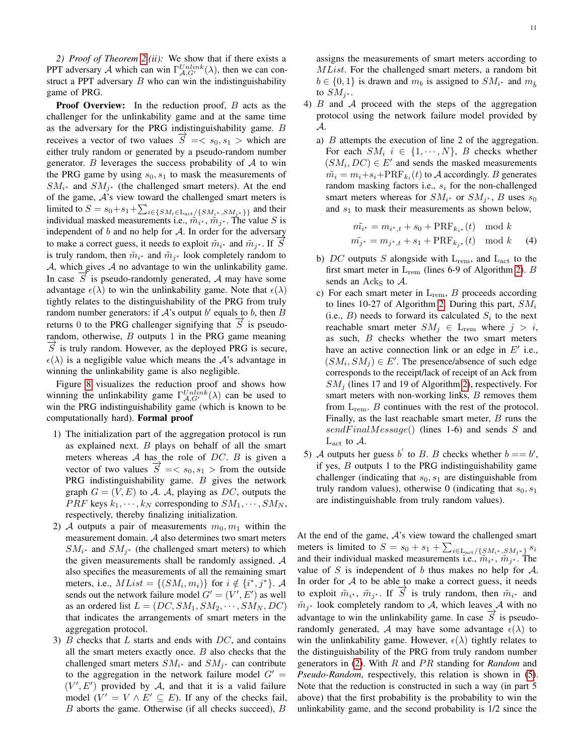*2) Proof of Theorem 2(ii):* We show that if there exists a PPT adversary $\mathcal{A}$ which can win $\Gamma^{Unlink}_{\mathcal{A},G'}(\lambda)$, then we can construct a PPT adversary $B$ who can win the indistinguishability game of PRG.

**Proof Overview:** In the reduction proof, $B$ acts as the challenger for the unlinkability game and at the same time as the adversary for the PRG indistinguishability game. $B$ receives a vector of two values $\overrightarrow{S} =< s_0, s_1 >$ which are either truly random or generated by a pseudo-random number generator. $B$ leverages the success probability of $\mathcal{A}$ to win the PRG game by using $s_0, s_1$ to mask the measurements of $SM_{i^*}$ and $SM_{j^*}$ (the challenged smart meters). At the end of the game, $\mathcal{A}$'s view toward the challenged smart meters is limited to $S = s_0 + s_1 + \sum_{i \in \{SM_i \in \mathrm{L_{act}}/\{SM_{i^*}, SM_{j^*}\}\}}$ and their individual masked measurements i.e., $\tilde{m}_{i^*}$, $\tilde{m}_{j^*}$. The value $S$ is independent of $b$ and no help for $\mathcal{A}$. In order for the adversary to make a correct guess, it needs to exploit $\tilde{m}_{i^*}$ and $\tilde{m}_{j^*}$. If $\overrightarrow{S}$ is truly random, then $\tilde{m}_{i^*}$ and $\tilde{m}_{j^*}$ look completely random to $\mathcal{A}$, which gives $\mathcal{A}$ no advantage to win the unlinkability game. In case $\overrightarrow{S}$ is pseudo-randomly generated, $\mathcal{A}$ may have some advantage $\epsilon(\lambda)$ to win the unlinkability game. Note that $\epsilon(\lambda)$ tightly relates to the distinguishability of the PRG from truly random number generators: if $\mathcal{A}$'s output $b'$ equals to $b$, then $B$ returns 0 to the PRG challenger signifying that $\overrightarrow{S}$ is pseudo-random, otherwise, $B$ outputs 1 in the PRG game meaning $\overrightarrow{S}$ is truly random. However, as the deployed PRG is secure, $\epsilon(\lambda)$ is a negligible value which means the $\mathcal{A}$'s advantage in winning the unlinkability game is also negligible.

Figure 8 visualizes the reduction proof and shows how winning the unlinkability game $\Gamma^{Unlink}_{\mathcal{A},G'}(\lambda)$ can be used to win the PRG indistinguishability game (which is known to be computationally hard). **Formal proof**

1) The initialization part of the aggregation protocol is run as explained next. $B$ plays on behalf of all the smart meters whereas $\mathcal{A}$ has the role of $DC$. $B$ is given a vector of two values $\overrightarrow{S} =< s_0, s_1 >$ from the outside PRG indistinguishability game. $B$ gives the network graph $G = (V, E)$ to $\mathcal{A}$. $\mathcal{A}$, playing as $DC$, outputs the $PRF$ keys $k_1, \cdots, k_N$ corresponding to $SM_1, \cdots, SM_N$, respectively, thereby finalizing initialization.
2) $\mathcal{A}$ outputs a pair of measurements $m_0, m_1$ within the measurement domain. $\mathcal{A}$ also determines two smart meters $SM_{i^*}$ and $SM_{j^*}$ (the challenged smart meters) to which the given measurements shall be randomly assigned. $\mathcal{A}$ also specifies the measurements of all the remaining smart meters, i.e., $MList = \{(SM_i, m_i)\}$ for $i \notin \{i^*, j^*\}$. $\mathcal{A}$ sends out the network failure model $G' = (V', E')$ as well as an ordered list $L = (DC, SM_1, SM_2, \cdots, SM_N, DC)$ that indicates the arrangements of smart meters in the aggregation protocol.
3) $B$ checks that $L$ starts and ends with $DC$, and contains all the smart meters exactly once. $B$ also checks that the challenged smart meters $SM_{i^*}$ and $SM_{j^*}$ can contribute to the aggregation in the network failure model $G' = (V', E')$ provided by $\mathcal{A}$, and that it is a valid failure model ($V' = V \wedge E' \subseteq E$). If any of the checks fail, $B$ aborts the game. Otherwise (if all checks succeed), $B$ assigns the measurements of smart meters according to $MList$. For the challenged smart meters, a random bit $b \in \{0, 1\}$ is drawn and $m_b$ is assigned to $SM_{i^*}$ and $m_{\bar{b}}$ to $SM_{j^*}$.
4) $B$ and $\mathcal{A}$ proceed with the steps of the aggregation protocol using the network failure model provided by $\mathcal{A}$.
   a) $B$ attempts the execution of line 2 of the aggregation. For each $SM_i$ $i \in \{1, \cdots, N\}$, $B$ checks whether $(SM_i, DC) \in E'$ and sends the masked measurements $\tilde{m_i} = m_i + s_i + \mathrm{PRF}_{k_i}(t)$ to $\mathcal{A}$ accordingly. $B$ generates random masking factors i.e., $s_i$ for the non-challenged smart meters whereas for $SM_{i^*}$ or $SM_{j^*}$, $B$ uses $s_0$ and $s_1$ to mask their measurements as shown below,
   $$\begin{aligned} \tilde{m_{i^*}} &= m_{i^*,t} + s_0 + \mathrm{PRF}_{k_{i^*}}(t) \mod k \\ \tilde{m_{j^*}} &= m_{j^*,t} + s_1 + \mathrm{PRF}_{k_{j^*}}(t) \mod k \end{aligned} \quad (4)$$
   b) $DC$ outputs $S$ alongside with $\mathrm{L_{rem}}$, and $\mathrm{L_{act}}$ to the first smart meter in $\mathrm{L_{rem}}$ (lines 6-9 of Algorithm 2). $B$ sends an $\mathrm{Ack_S}$ to $\mathcal{A}$.
   c) For each smart meter in $\mathrm{L_{rem}}$, $B$ proceeds according to lines 10-27 of Algorithm 2. During this part, $SM_i$ (i.e., $B$) needs to forward its calculated $S_i$ to the next reachable smart meter $SM_j \in \mathrm{L_{rem}}$ where $j > i$, as such, $B$ checks whether the two smart meters have an active connection link or an edge in $E'$ i.e., $(SM_i, SM_j) \in E'$. The presence/absence of such edge corresponds to the receipt/lack of receipt of an Ack from $SM_j$ (lines 17 and 19 of Algorithm 2), respectively. For smart meters with non-working links, $B$ removes them from $\mathrm{L_{rem}}$. $B$ continues with the rest of the protocol. Finally, as the last reachable smart meter, $B$ runs the $sendFinalMessage()$ (lines 1-6) and sends $S$ and $\mathrm{L_{act}}$ to $\mathcal{A}$.
5) $\mathcal{A}$ outputs her guess $b'$ to $B$. $B$ checks whether $b == b'$, if yes, $B$ outputs 1 to the PRG indistinguishability game challenger (indicating that $s_0, s_1$ are distinguishable from truly random values), otherwise 0 (indicating that $s_0, s_1$ are indistinguishable from truly random values).

At the end of the game, $\mathcal{A}$'s view toward the challenged smart meters is limited to $S = s_0 + s_1 + \sum_{i \in \mathrm{L_{act}}/\{SM_{i^*}, SM_{j^*}\}} s_i$ and their individual masked measurements i.e., $\tilde{m}_{i^*}$, $\tilde{m}_{j^*}$. The value of $S$ is independent of $b$ thus makes no help for $\mathcal{A}$. In order for $\mathcal{A}$ to be able to make a correct guess, it needs to exploit $\tilde{m}_{i^*}$, $\tilde{m}_{j^*}$. If $\overrightarrow{S}$ is truly random, then $\tilde{m}_{i^*}$ and $\tilde{m}_{j^*}$ look completely random to $\mathcal{A}$, which leaves $\mathcal{A}$ with no advantage to win the unlinkability game. In case $\overrightarrow{S}$ is pseudo-randomly generated, $\mathcal{A}$ may have some advantage $\epsilon(\lambda)$ to win the unlinkability game. However, $\epsilon(\lambda)$ tightly relates to the distinguishability of the PRG from truly random number generators in (2). With $R$ and $PR$ standing for *Random* and *Pseudo-Random*, respectively, this relation is shown in (5). Note that the reduction is constructed in such a way (in part 5 above) that the first probability is the probability to win the unlinkability game, and the second probability is 1/2 since the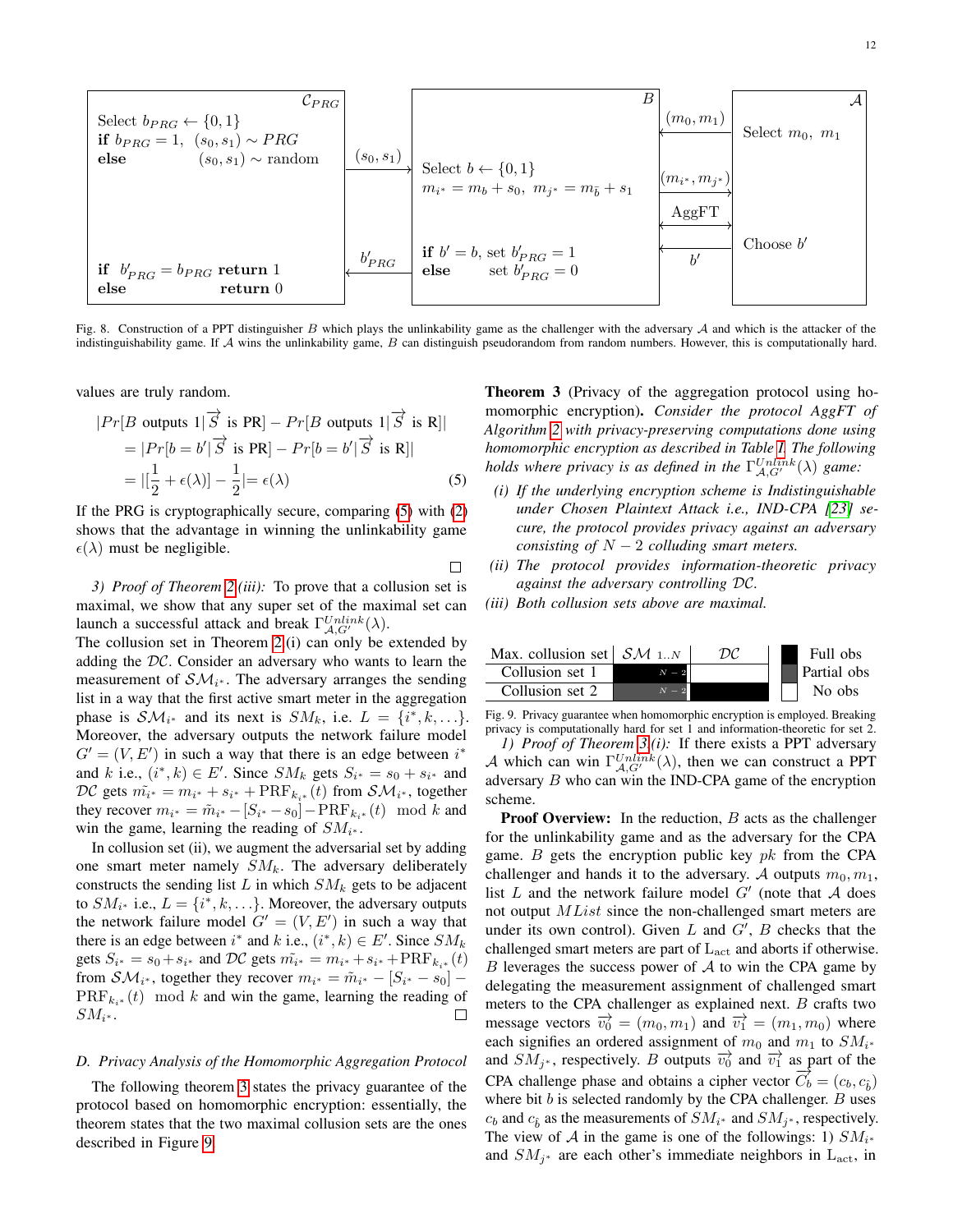| $\mathcal{C}_{PRG}$ | | $B$ | | $\mathcal{A}$ |
|---|---|---|---|---|
| Select $b_{PRG} \leftarrow \{0,1\}$ <br> **if** $b_{PRG}=1$, $(s_0,s_1) \sim PRG$ <br> **else** $(s_0,s_1) \sim$ random | $(s_0,s_1)$ → | Select $b \leftarrow \{0,1\}$ <br> $m_{i^*} = m_b + s_0,\ m_{j^*} = m_{\bar{b}} + s_1$ | ← $(m_0, m_1)$ <br> $(m_{i^*}, m_{j^*})$ → <br> AggFT ↔ | Select $m_0,\ m_1$ |
| **if** $b'_{PRG} = b_{PRG}$ **return** 1 <br> **else** **return** 0 | ← $b'_{PRG}$ | **if** $b' = b$, set $b'_{PRG} = 1$ <br> **else** set $b'_{PRG} = 0$ | ← $b'$ | Choose $b'$ |

Fig. 8. Construction of a PPT distinguisher $B$ which plays the unlinkability game as the challenger with the adversary $\mathcal{A}$ and which is the attacker of the indistinguishability game. If $\mathcal{A}$ wins the unlinkability game, $B$ can distinguish pseudorandom from random numbers. However, this is computationally hard.

values are truly random.

$$
\begin{aligned}
&|Pr[B \text{ outputs } 1|\overrightarrow{S} \text{ is PR}] - Pr[B \text{ outputs } 1|\overrightarrow{S} \text{ is R}]| \\
&= |Pr[b = b'|\overrightarrow{S} \text{ is PR}] - Pr[b = b'|\overrightarrow{S} \text{ is R}]| \\
&= |[\frac{1}{2} + \epsilon(\lambda)] - \frac{1}{2}| = \epsilon(\lambda) \qquad (5)
\end{aligned}
$$

If the PRG is cryptographically secure, comparing (5) with (2) shows that the advantage in winning the unlinkability game $\epsilon(\lambda)$ must be negligible. □

*3) Proof of Theorem 2(iii):* To prove that a collusion set is maximal, we show that any super set of the maximal set can launch a successful attack and break $\Gamma^{Unlink}_{\mathcal{A},G'}(\lambda)$.
The collusion set in Theorem 2(i) can only be extended by adding the $\mathcal{DC}$. Consider an adversary who wants to learn the measurement of $\mathcal{SM}_{i^*}$. The adversary arranges the sending list in a way that the first active smart meter in the aggregation phase is $\mathcal{SM}_{i^*}$ and its next is $SM_k$, i.e. $L = \{i^*, k, \ldots\}$. Moreover, the adversary outputs the network failure model $G' = (V, E')$ in such a way that there is an edge between $i^*$ and $k$ i.e., $(i^*, k) \in E'$. Since $SM_k$ gets $S_{i^*} = s_0 + s_{i^*}$ and $\mathcal{DC}$ gets $\tilde{m_{i^*}} = m_{i^*} + s_{i^*} + \text{PRF}_{k_{i^*}}(t)$ from $\mathcal{SM}_{i^*}$, together they recover $m_{i^*} = \tilde{m}_{i^*} - [S_{i^*} - s_0] - \text{PRF}_{k_{i^*}}(t) \mod k$ and win the game, learning the reading of $SM_{i^*}$.

In collusion set (ii), we augment the adversarial set by adding one smart meter namely $SM_k$. The adversary deliberately constructs the sending list $L$ in which $SM_k$ gets to be adjacent to $SM_{i^*}$ i.e., $L = \{i^*, k, \ldots\}$. Moreover, the adversary outputs the network failure model $G' = (V, E')$ in such a way that there is an edge between $i^*$ and $k$ i.e., $(i^*, k) \in E'$. Since $SM_k$ gets $S_{i^*} = s_0 + s_{i^*}$ and $\mathcal{DC}$ gets $\tilde{m_{i^*}} = m_{i^*} + s_{i^*} + \text{PRF}_{k_{i^*}}(t)$ from $\mathcal{SM}_{i^*}$, together they recover $m_{i^*} = \tilde{m}_{i^*} - [S_{i^*} - s_0] - \text{PRF}_{k_{i^*}}(t) \mod k$ and win the game, learning the reading of $SM_{i^*}$. □

### D. Privacy Analysis of the Homomorphic Aggregation Protocol

The following theorem 3 states the privacy guarantee of the protocol based on homomorphic encryption: essentially, the theorem states that the two maximal collusion sets are the ones described in Figure 9.

**Theorem 3** (Privacy of the aggregation protocol using homomorphic encryption)**.** *Consider the protocol AggFT of Algorithm 2 with privacy-preserving computations done using homomorphic encryption as described in Table I. The following holds where privacy is as defined in the $\Gamma^{Unlink}_{\mathcal{A},G'}(\lambda)$ game:*

*(i) If the underlying encryption scheme is Indistinguishable under Chosen Plaintext Attack i.e., IND-CPA [23] secure, the protocol provides privacy against an adversary consisting of $N-2$ colluding smart meters.*

*(ii) The protocol provides information-theoretic privacy against the adversary controlling $\mathcal{DC}$.*

*(iii) Both collusion sets above are maximal.*

| Max. collusion set | $\mathcal{SM}_{1..N}$ | $\mathcal{DC}$ |
|---|---|---|
| Collusion set 1 | $N-2$ (Full obs) | No obs |
| Collusion set 2 | $N-2$ (Partial obs) | No obs |

Legend: Full obs, Partial obs, No obs

Fig. 9. Privacy guarantee when homomorphic encryption is employed. Breaking privacy is computationally hard for set 1 and information-theoretic for set 2.

*1) Proof of Theorem 3(i):* If there exists a PPT adversary $\mathcal{A}$ which can win $\Gamma^{Unlink}_{\mathcal{A},G'}(\lambda)$, then we can construct a PPT adversary $B$ who can win the IND-CPA game of the encryption scheme.

**Proof Overview:** In the reduction, $B$ acts as the challenger for the unlinkability game and as the adversary for the CPA game. $B$ gets the encryption public key $pk$ from the CPA challenger and hands it to the adversary. $\mathcal{A}$ outputs $m_0, m_1$, list $L$ and the network failure model $G'$ (note that $\mathcal{A}$ does not output $MList$ since the non-challenged smart meters are under its own control). Given $L$ and $G'$, $B$ checks that the challenged smart meters are part of $\text{L}_{\text{act}}$ and aborts if otherwise. $B$ leverages the success power of $\mathcal{A}$ to win the CPA game by delegating the measurement assignment of challenged smart meters to the CPA challenger as explained next. $B$ crafts two message vectors $\overrightarrow{v_0} = (m_0, m_1)$ and $\overrightarrow{v_1} = (m_1, m_0)$ where each signifies an ordered assignment of $m_0$ and $m_1$ to $SM_{i^*}$ and $SM_{j^*}$, respectively. $B$ outputs $\overrightarrow{v_0}$ and $\overrightarrow{v_1}$ as part of the CPA challenge phase and obtains a cipher vector $\overrightarrow{C_b} = (c_b, c_{\bar{b}})$ where bit $b$ is selected randomly by the CPA challenger. $B$ uses $c_b$ and $c_{\bar{b}}$ as the measurements of $SM_{i^*}$ and $SM_{j^*}$, respectively. The view of $\mathcal{A}$ in the game is one of the followings: 1) $SM_{i^*}$ and $SM_{j^*}$ are each other's immediate neighbors in $\text{L}_{\text{act}}$, in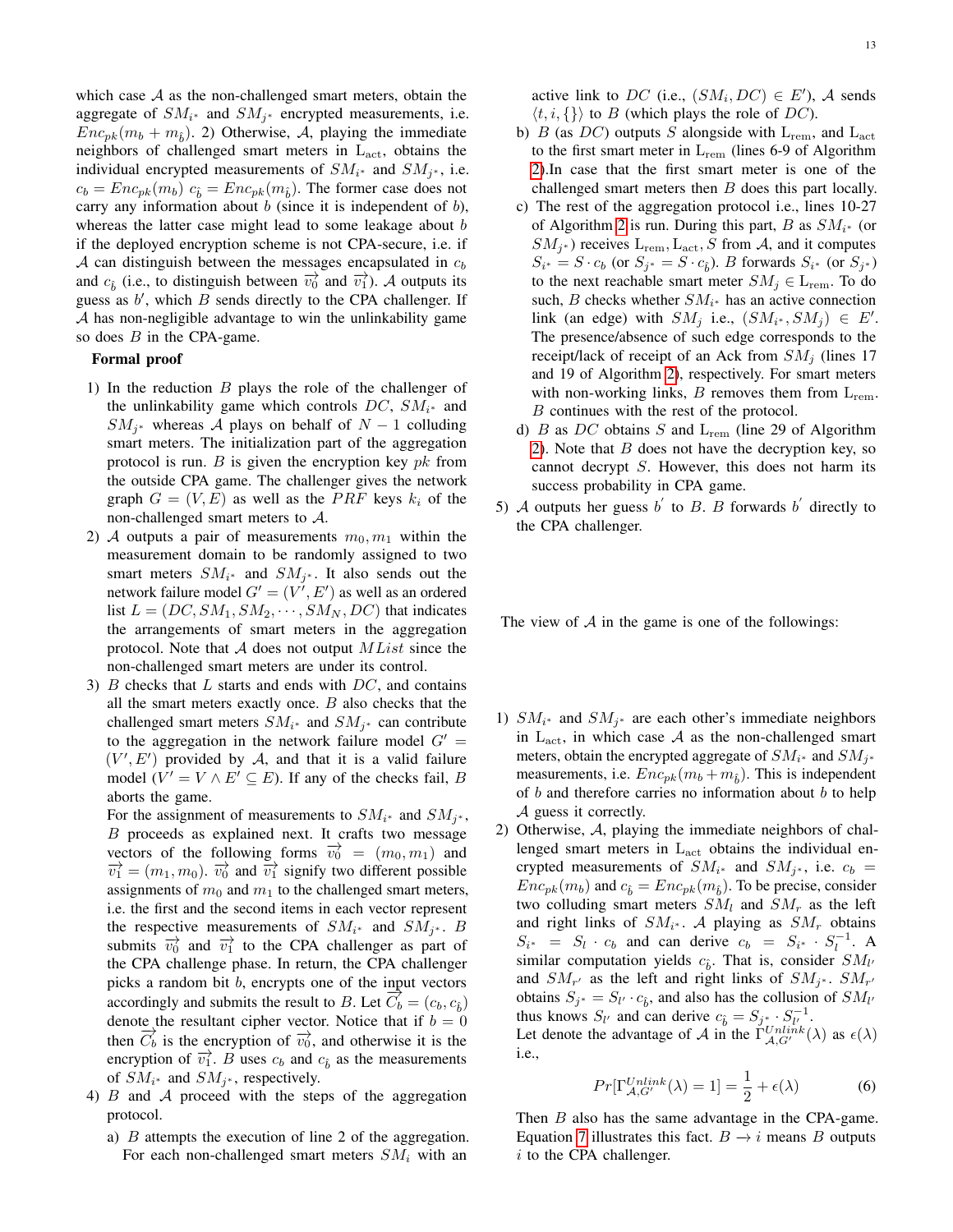which case $\mathcal{A}$ as the non-challenged smart meters, obtain the aggregate of $SM_{i^*}$ and $SM_{j^*}$ encrypted measurements, i.e. $Enc_{pk}(m_b + m_{\hat{b}})$. 2) Otherwise, $\mathcal{A}$, playing the immediate neighbors of challenged smart meters in $\mathrm{L_{act}}$, obtains the individual encrypted measurements of $SM_{i^*}$ and $SM_{j^*}$, i.e. $c_b = Enc_{pk}(m_b)$ $c_{\hat{b}} = Enc_{pk}(m_{\hat{b}})$. The former case does not carry any information about $b$ (since it is independent of $b$), whereas the latter case might lead to some leakage about $b$ if the deployed encryption scheme is not CPA-secure, i.e. if $\mathcal{A}$ can distinguish between the messages encapsulated in $c_b$ and $c_{\hat{b}}$ (i.e., to distinguish between $\overrightarrow{v_0}$ and $\overrightarrow{v_1}$). $\mathcal{A}$ outputs its guess as $b'$, which $B$ sends directly to the CPA challenger. If $\mathcal{A}$ has non-negligible advantage to win the unlinkability game so does $B$ in the CPA-game.

**Formal proof**

1) In the reduction $B$ plays the role of the challenger of the unlinkability game which controls $DC$, $SM_{i^*}$ and $SM_{j^*}$ whereas $\mathcal{A}$ plays on behalf of $N-1$ colluding smart meters. The initialization part of the aggregation protocol is run. $B$ is given the encryption key $pk$ from the outside CPA game. The challenger gives the network graph $G = (V, E)$ as well as the $PRF$ keys $k_i$ of the non-challenged smart meters to $\mathcal{A}$.
2) $\mathcal{A}$ outputs a pair of measurements $m_0, m_1$ within the measurement domain to be randomly assigned to two smart meters $SM_{i^*}$ and $SM_{j^*}$. It also sends out the network failure model $G' = (V', E')$ as well as an ordered list $L = (DC, SM_1, SM_2, \cdots, SM_N, DC)$ that indicates the arrangements of smart meters in the aggregation protocol. Note that $\mathcal{A}$ does not output $MList$ since the non-challenged smart meters are under its control.
3) $B$ checks that $L$ starts and ends with $DC$, and contains all the smart meters exactly once. $B$ also checks that the challenged smart meters $SM_{i^*}$ and $SM_{j^*}$ can contribute to the aggregation in the network failure model $G' = (V', E')$ provided by $\mathcal{A}$, and that it is a valid failure model ($V' = V \wedge E' \subseteq E$). If any of the checks fail, $B$ aborts the game.
   For the assignment of measurements to $SM_{i^*}$ and $SM_{j^*}$, $B$ proceeds as explained next. It crafts two message vectors of the following forms $\overrightarrow{v_0} = (m_0, m_1)$ and $\overrightarrow{v_1} = (m_1, m_0)$. $\overrightarrow{v_0}$ and $\overrightarrow{v_1}$ signify two different possible assignments of $m_0$ and $m_1$ to the challenged smart meters, i.e. the first and the second items in each vector represent the respective measurements of $SM_{i^*}$ and $SM_{j^*}$. $B$ submits $\overrightarrow{v_0}$ and $\overrightarrow{v_1}$ to the CPA challenger as part of the CPA challenge phase. In return, the CPA challenger picks a random bit $b$, encrypts one of the input vectors accordingly and submits the result to $B$. Let $\overrightarrow{C_b} = (c_b, c_{\hat{b}})$ denote the resultant cipher vector. Notice that if $b = 0$ then $\overrightarrow{C_b}$ is the encryption of $\overrightarrow{v_0}$, and otherwise it is the encryption of $\overrightarrow{v_1}$. $B$ uses $c_b$ and $c_{\hat{b}}$ as the measurements of $SM_{i^*}$ and $SM_{j^*}$, respectively.
4) $B$ and $\mathcal{A}$ proceed with the steps of the aggregation protocol.
   a) $B$ attempts the execution of line 2 of the aggregation. For each non-challenged smart meters $SM_i$ with an active link to $DC$ (i.e., $(SM_i, DC) \in E'$), $\mathcal{A}$ sends $\langle t, i, \{\} \rangle$ to $B$ (which plays the role of $DC$).
   b) $B$ (as $DC$) outputs $S$ alongside with $\mathrm{L_{rem}}$, and $\mathrm{L_{act}}$ to the first smart meter in $\mathrm{L_{rem}}$ (lines 6-9 of Algorithm 2).In case that the first smart meter is one of the challenged smart meters then $B$ does this part locally.
   c) The rest of the aggregation protocol i.e., lines 10-27 of Algorithm 2 is run. During this part, $B$ as $SM_{i^*}$ (or $SM_{j^*}$) receives $\mathrm{L_{rem}}, \mathrm{L_{act}}, S$ from $\mathcal{A}$, and it computes $S_{i^*} = S \cdot c_b$ (or $S_{j^*} = S \cdot c_{\hat{b}}$). $B$ forwards $S_{i^*}$ (or $S_{j^*}$) to the next reachable smart meter $SM_j \in \mathrm{L_{rem}}$. To do such, $B$ checks whether $SM_{i^*}$ has an active connection link (an edge) with $SM_j$ i.e., $(SM_{i^*}, SM_j) \in E'$. The presence/absence of such edge corresponds to the receipt/lack of receipt of an Ack from $SM_j$ (lines 17 and 19 of Algorithm 2), respectively. For smart meters with non-working links, $B$ removes them from $\mathrm{L_{rem}}$. $B$ continues with the rest of the protocol.
   d) $B$ as $DC$ obtains $S$ and $\mathrm{L_{rem}}$ (line 29 of Algorithm 2). Note that $B$ does not have the decryption key, so cannot decrypt $S$. However, this does not harm its success probability in CPA game.
5) $\mathcal{A}$ outputs her guess $b'$ to $B$. $B$ forwards $b'$ directly to the CPA challenger.

The view of $\mathcal{A}$ in the game is one of the followings:

1) $SM_{i^*}$ and $SM_{j^*}$ are each other's immediate neighbors in $\mathrm{L_{act}}$, in which case $\mathcal{A}$ as the non-challenged smart meters, obtain the encrypted aggregate of $SM_{i^*}$ and $SM_{j^*}$ measurements, i.e. $Enc_{pk}(m_b + m_{\hat{b}})$. This is independent of $b$ and therefore carries no information about $b$ to help $\mathcal{A}$ guess it correctly.
2) Otherwise, $\mathcal{A}$, playing the immediate neighbors of challenged smart meters in $\mathrm{L_{act}}$ obtains the individual encrypted measurements of $SM_{i^*}$ and $SM_{j^*}$, i.e. $c_b = Enc_{pk}(m_b)$ and $c_{\hat{b}} = Enc_{pk}(m_{\hat{b}})$. To be precise, consider two colluding smart meters $SM_l$ and $SM_r$ as the left and right links of $SM_{i^*}$. $\mathcal{A}$ playing as $SM_r$ obtains $S_{i^*} = S_l \cdot c_b$ and can derive $c_b = S_{i^*} \cdot S_l^{-1}$. A similar computation yields $c_{\hat{b}}$. That is, consider $SM_{l'}$ and $SM_{r'}$ as the left and right links of $SM_{j^*}$. $SM_{r'}$ obtains $S_{j^*} = S_{l'} \cdot c_{\hat{b}}$, and also has the collusion of $SM_{l'}$ thus knows $S_{l'}$ and can derive $c_{\hat{b}} = S_{j^*} \cdot S_{l'}^{-1}$.
   Let denote the advantage of $\mathcal{A}$ in the $\Gamma_{\mathcal{A},G'}^{Unlink}(\lambda)$ as $\epsilon(\lambda)$ i.e.,

$$Pr[\Gamma_{\mathcal{A},G'}^{Unlink}(\lambda) = 1] = \frac{1}{2} + \epsilon(\lambda) \tag{6}$$

Then $B$ also has the same advantage in the CPA-game. Equation 7 illustrates this fact. $B \to i$ means $B$ outputs $i$ to the CPA challenger.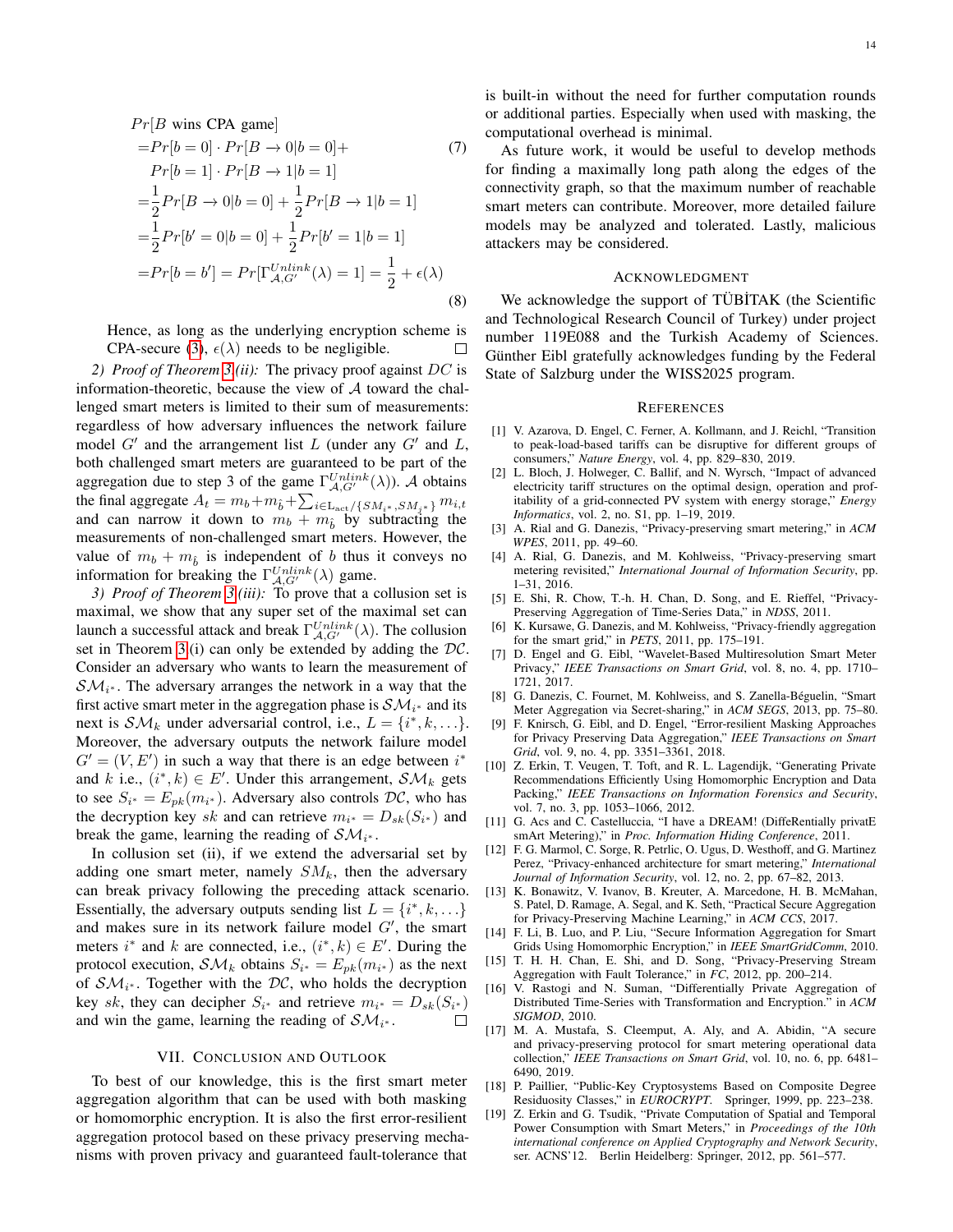$$
\begin{aligned}
&Pr[B \text{ wins CPA game}] \\
=&Pr[b=0] \cdot Pr[B \to 0|b=0]+ \qquad (7)\\
&Pr[b=1] \cdot Pr[B \to 1|b=1] \\
=&\frac{1}{2}Pr[B \to 0|b=0] + \frac{1}{2}Pr[B \to 1|b=1] \\
=&\frac{1}{2}Pr[b'=0|b=0] + \frac{1}{2}Pr[b'=1|b=1] \\
=&Pr[b=b'] = Pr[\Gamma^{Unlink}_{\mathcal{A},G'}(\lambda)=1] = \frac{1}{2}+\epsilon(\lambda)
\end{aligned}
\tag{8}
$$

Hence, as long as the underlying encryption scheme is CPA-secure (3), $\epsilon(\lambda)$ needs to be negligible. □

*2) Proof of Theorem 3(ii):* The privacy proof against $DC$ is information-theoretic, because the view of $\mathcal{A}$ toward the challenged smart meters is limited to their sum of measurements: regardless of how adversary influences the network failure model $G'$ and the arrangement list $L$ (under any $G'$ and $L$, both challenged smart meters are guaranteed to be part of the aggregation due to step 3 of the game $\Gamma^{Unlink}_{\mathcal{A},G'}(\lambda)$). $\mathcal{A}$ obtains the final aggregate $A_t = m_b + m_{\hat{b}} + \sum_{i \in \mathrm{L_{act}}/\{SM_{i^*}, SM_{\hat{j}^*}\}} m_{i,t}$ and can narrow it down to $m_b + m_{\hat{b}}$ by subtracting the measurements of non-challenged smart meters. However, the value of $m_b + m_{\hat{b}}$ is independent of $b$ thus it conveys no information for breaking the $\Gamma^{Unlink}_{\mathcal{A},G'}(\lambda)$ game.

*3) Proof of Theorem 3(iii):* To prove that a collusion set is maximal, we show that any super set of the maximal set can launch a successful attack and break $\Gamma^{Unlink}_{\mathcal{A},G'}(\lambda)$. The collusion set in Theorem 3(i) can only be extended by adding the $\mathcal{DC}$. Consider an adversary who wants to learn the measurement of $\mathcal{SM}_{i^*}$. The adversary arranges the network in a way that the first active smart meter in the aggregation phase is $\mathcal{SM}_{i^*}$ and its next is $\mathcal{SM}_k$ under adversarial control, i.e., $L = \{i^*, k, \ldots\}$. Moreover, the adversary outputs the network failure model $G' = (V, E')$ in such a way that there is an edge between $i^*$ and $k$ i.e., $(i^*, k) \in E'$. Under this arrangement, $\mathcal{SM}_k$ gets to see $S_{i^*} = E_{pk}(m_{i^*})$. Adversary also controls $\mathcal{DC}$, who has the decryption key $sk$ and can retrieve $m_{i^*} = D_{sk}(S_{i^*})$ and break the game, learning the reading of $\mathcal{SM}_{i^*}$.

In collusion set (ii), if we extend the adversarial set by adding one smart meter, namely $SM_k$, then the adversary can break privacy following the preceding attack scenario. Essentially, the adversary outputs sending list $L = \{i^*, k, \ldots\}$ and makes sure in its network failure model $G'$, the smart meters $i^*$ and $k$ are connected, i.e., $(i^*, k) \in E'$. During the protocol execution, $\mathcal{SM}_k$ obtains $S_{i^*} = E_{pk}(m_{i^*})$ as the next of $\mathcal{SM}_{i^*}$. Together with the $\mathcal{DC}$, who holds the decryption key $sk$, they can decipher $S_{i^*}$ and retrieve $m_{i^*} = D_{sk}(S_{i^*})$ and win the game, learning the reading of $\mathcal{SM}_{i^*}$. □

## VII. Conclusion and Outlook

To best of our knowledge, this is the first smart meter aggregation algorithm that can be used with both masking or homomorphic encryption. It is also the first error-resilient aggregation protocol based on these privacy preserving mechanisms with proven privacy and guaranteed fault-tolerance that is built-in without the need for further computation rounds or additional parties. Especially when used with masking, the computational overhead is minimal.

As future work, it would be useful to develop methods for finding a maximally long path along the edges of the connectivity graph, so that the maximum number of reachable smart meters can contribute. Moreover, more detailed failure models may be analyzed and tolerated. Lastly, malicious attackers may be considered.

## Acknowledgment

We acknowledge the support of TÜBİTAK (the Scientific and Technological Research Council of Turkey) under project number 119E088 and the Turkish Academy of Sciences. Günther Eibl gratefully acknowledges funding by the Federal State of Salzburg under the WISS2025 program.

## References

[1] V. Azarova, D. Engel, C. Ferner, A. Kollmann, and J. Reichl, "Transition to peak-load-based tariffs can be disruptive for different groups of consumers," *Nature Energy*, vol. 4, pp. 829–830, 2019.

[2] L. Bloch, J. Holweger, C. Ballif, and N. Wyrsch, "Impact of advanced electricity tariff structures on the optimal design, operation and profitability of a grid-connected PV system with energy storage," *Energy Informatics*, vol. 2, no. S1, pp. 1–19, 2019.

[3] A. Rial and G. Danezis, "Privacy-preserving smart metering," in *ACM WPES*, 2011, pp. 49–60.

[4] A. Rial, G. Danezis, and M. Kohlweiss, "Privacy-preserving smart metering revisited," *International Journal of Information Security*, pp. 1–31, 2016.

[5] E. Shi, R. Chow, T.-h. H. Chan, D. Song, and E. Rieffel, "Privacy-Preserving Aggregation of Time-Series Data," in *NDSS*, 2011.

[6] K. Kursawe, G. Danezis, and M. Kohlweiss, "Privacy-friendly aggregation for the smart grid," in *PETS*, 2011, pp. 175–191.

[7] D. Engel and G. Eibl, "Wavelet-Based Multiresolution Smart Meter Privacy," *IEEE Transactions on Smart Grid*, vol. 8, no. 4, pp. 1710–1721, 2017.

[8] G. Danezis, C. Fournet, M. Kohlweiss, and S. Zanella-Béguelin, "Smart Meter Aggregation via Secret-sharing," in *ACM SEGS*, 2013, pp. 75–80.

[9] F. Knirsch, G. Eibl, and D. Engel, "Error-resilient Masking Approaches for Privacy Preserving Data Aggregation," *IEEE Transactions on Smart Grid*, vol. 9, no. 4, pp. 3351–3361, 2018.

[10] Z. Erkin, T. Veugen, T. Toft, and R. L. Lagendijk, "Generating Private Recommendations Efficiently Using Homomorphic Encryption and Data Packing," *IEEE Transactions on Information Forensics and Security*, vol. 7, no. 3, pp. 1053–1066, 2012.

[11] G. Acs and C. Castelluccia, "I have a DREAM! (DiffeRentially privatE smArt Metering)," in *Proc. Information Hiding Conference*, 2011.

[12] F. G. Marmol, C. Sorge, R. Petrlic, O. Ugus, D. Westhoff, and G. Martinez Perez, "Privacy-enhanced architecture for smart metering," *International Journal of Information Security*, vol. 12, no. 2, pp. 67–82, 2013.

[13] K. Bonawitz, V. Ivanov, B. Kreuter, A. Marcedone, H. B. McMahan, S. Patel, D. Ramage, A. Segal, and K. Seth, "Practical Secure Aggregation for Privacy-Preserving Machine Learning," in *ACM CCS*, 2017.

[14] F. Li, B. Luo, and P. Liu, "Secure Information Aggregation for Smart Grids Using Homomorphic Encryption," in *IEEE SmartGridComm*, 2010.

[15] T. H. H. Chan, E. Shi, and D. Song, "Privacy-Preserving Stream Aggregation with Fault Tolerance," in *FC*, 2012, pp. 200–214.

[16] V. Rastogi and N. Suman, "Differentially Private Aggregation of Distributed Time-Series with Transformation and Encryption." in *ACM SIGMOD*, 2010.

[17] M. A. Mustafa, S. Cleemput, A. Aly, and A. Abidin, "A secure and privacy-preserving protocol for smart metering operational data collection," *IEEE Transactions on Smart Grid*, vol. 10, no. 6, pp. 6481–6490, 2019.

[18] P. Paillier, "Public-Key Cryptosystems Based on Composite Degree Residuosity Classes," in *EUROCRYPT*. Springer, 1999, pp. 223–238.

[19] Z. Erkin and G. Tsudik, "Private Computation of Spatial and Temporal Power Consumption with Smart Meters," in *Proceedings of the 10th international conference on Applied Cryptography and Network Security*, ser. ACNS'12. Berlin Heidelberg: Springer, 2012, pp. 561–577.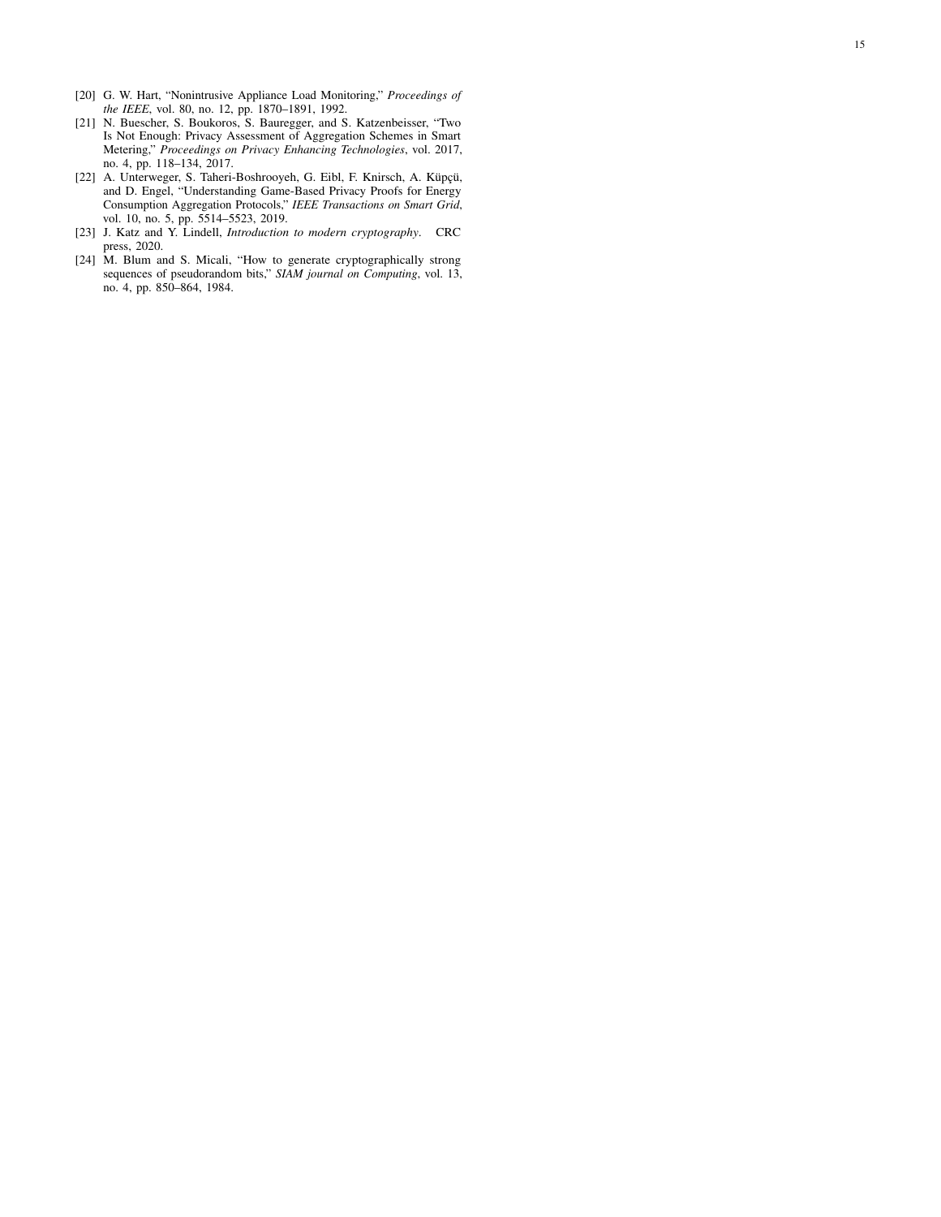[20] G. W. Hart, "Nonintrusive Appliance Load Monitoring," *Proceedings of the IEEE*, vol. 80, no. 12, pp. 1870–1891, 1992.

[21] N. Buescher, S. Boukoros, S. Bauregger, and S. Katzenbeisser, "Two Is Not Enough: Privacy Assessment of Aggregation Schemes in Smart Metering," *Proceedings on Privacy Enhancing Technologies*, vol. 2017, no. 4, pp. 118–134, 2017.

[22] A. Unterweger, S. Taheri-Boshrooyeh, G. Eibl, F. Knirsch, A. Küpçü, and D. Engel, "Understanding Game-Based Privacy Proofs for Energy Consumption Aggregation Protocols," *IEEE Transactions on Smart Grid*, vol. 10, no. 5, pp. 5514–5523, 2019.

[23] J. Katz and Y. Lindell, *Introduction to modern cryptography*. CRC press, 2020.

[24] M. Blum and S. Micali, "How to generate cryptographically strong sequences of pseudorandom bits," *SIAM journal on Computing*, vol. 13, no. 4, pp. 850–864, 1984.